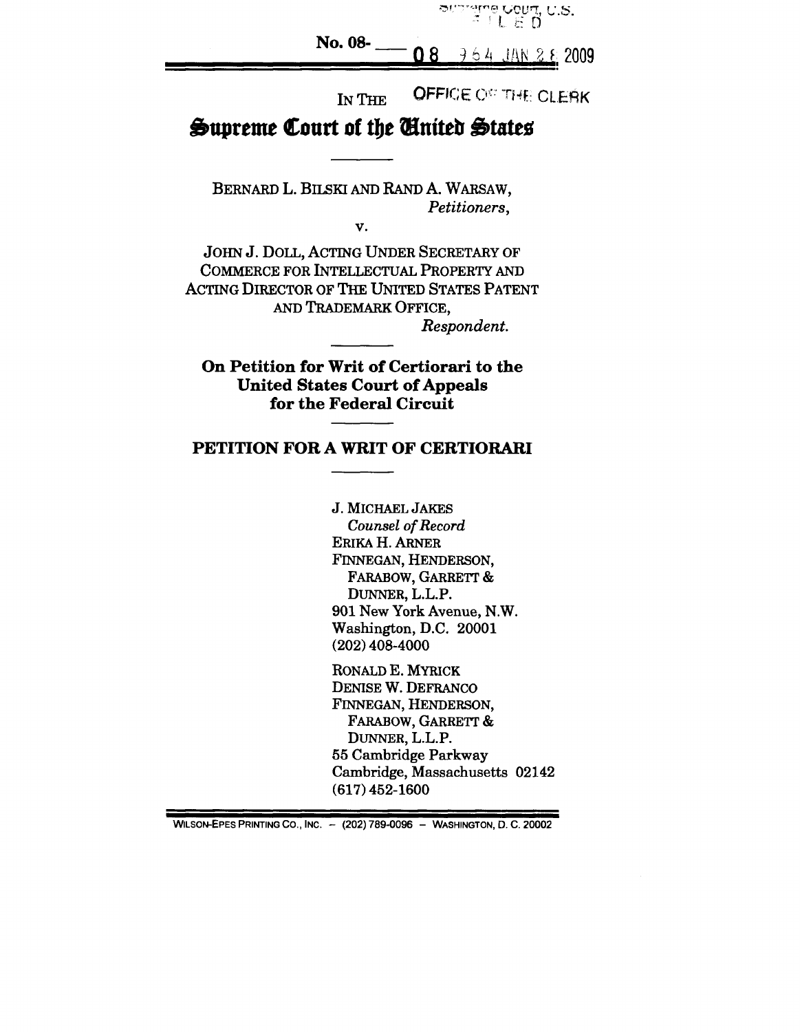No. 08-964 JAN 28 2009

Supreme Court, U.S. FILED

OFFICE OF THE CLERK

IN THE

# Supreme Court of the United States

BERNARD L. BILSKI AND RAND A. WARSAW,
*Petitioners,*

v.

JOHN J. DOLL, ACTING UNDER SECRETARY OF COMMERCE FOR INTELLECTUAL PROPERTY AND ACTING DIRECTOR OF THE UNITED STATES PATENT AND TRADEMARK OFFICE,
*Respondent.*

**On Petition for Writ of Certiorari to the United States Court of Appeals for the Federal Circuit**

## PETITION FOR A WRIT OF CERTIORARI

J. MICHAEL JAKES
*Counsel of Record*
ERIKA H. ARNER
FINNEGAN, HENDERSON, FARABOW, GARRETT & DUNNER, L.L.P.
901 New York Avenue, N.W.
Washington, D.C. 20001
(202) 408-4000

RONALD E. MYRICK
DENISE W. DEFRANCO
FINNEGAN, HENDERSON, FARABOW, GARRETT & DUNNER, L.L.P.
55 Cambridge Parkway
Cambridge, Massachusetts 02142
(617) 452-1600

WILSON-EPES PRINTING CO., INC. – (202) 789-0096 – WASHINGTON, D. C. 20002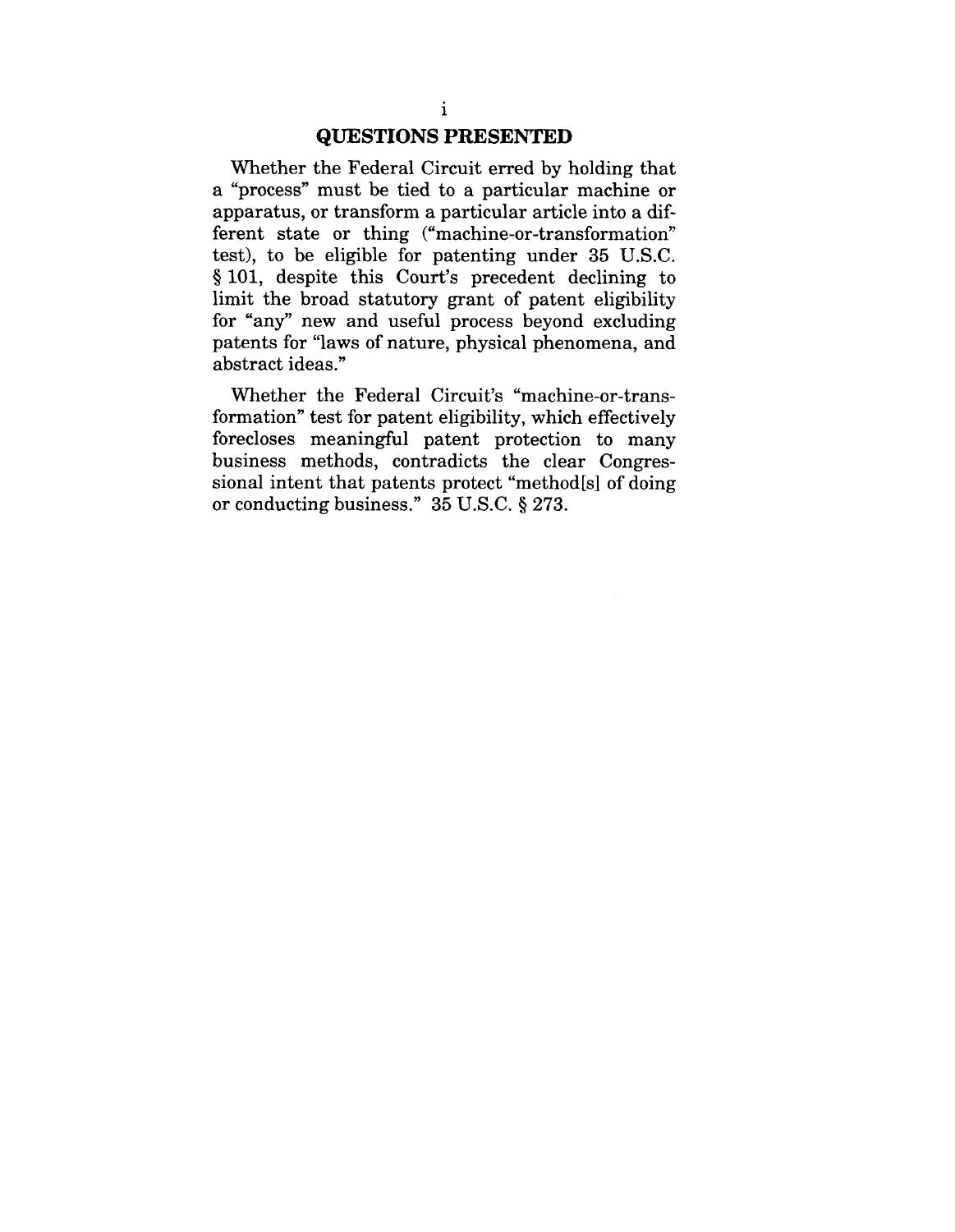## QUESTIONS PRESENTED

Whether the Federal Circuit erred by holding that a "process" must be tied to a particular machine or apparatus, or transform a particular article into a different state or thing ("machine-or-transformation" test), to be eligible for patenting under 35 U.S.C. § 101, despite this Court's precedent declining to limit the broad statutory grant of patent eligibility for "any" new and useful process beyond excluding patents for "laws of nature, physical phenomena, and abstract ideas."

Whether the Federal Circuit's "machine-or-transformation" test for patent eligibility, which effectively forecloses meaningful patent protection to many business methods, contradicts the clear Congressional intent that patents protect "method[s] of doing or conducting business." 35 U.S.C. § 273.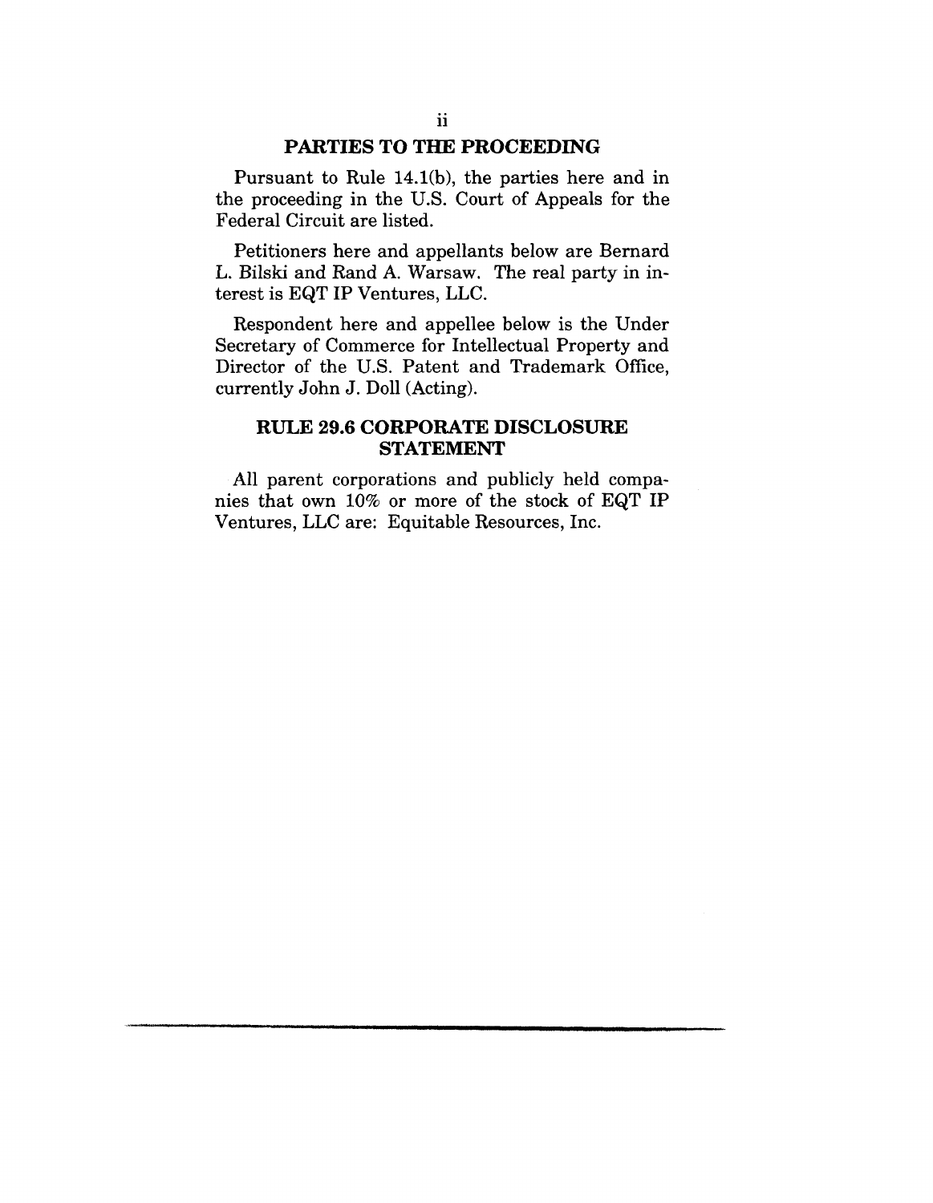## PARTIES TO THE PROCEEDING

Pursuant to Rule 14.1(b), the parties here and in the proceeding in the U.S. Court of Appeals for the Federal Circuit are listed.

Petitioners here and appellants below are Bernard L. Bilski and Rand A. Warsaw. The real party in interest is EQT IP Ventures, LLC.

Respondent here and appellee below is the Under Secretary of Commerce for Intellectual Property and Director of the U.S. Patent and Trademark Office, currently John J. Doll (Acting).

## RULE 29.6 CORPORATE DISCLOSURE STATEMENT

All parent corporations and publicly held companies that own 10% or more of the stock of EQT IP Ventures, LLC are: Equitable Resources, Inc.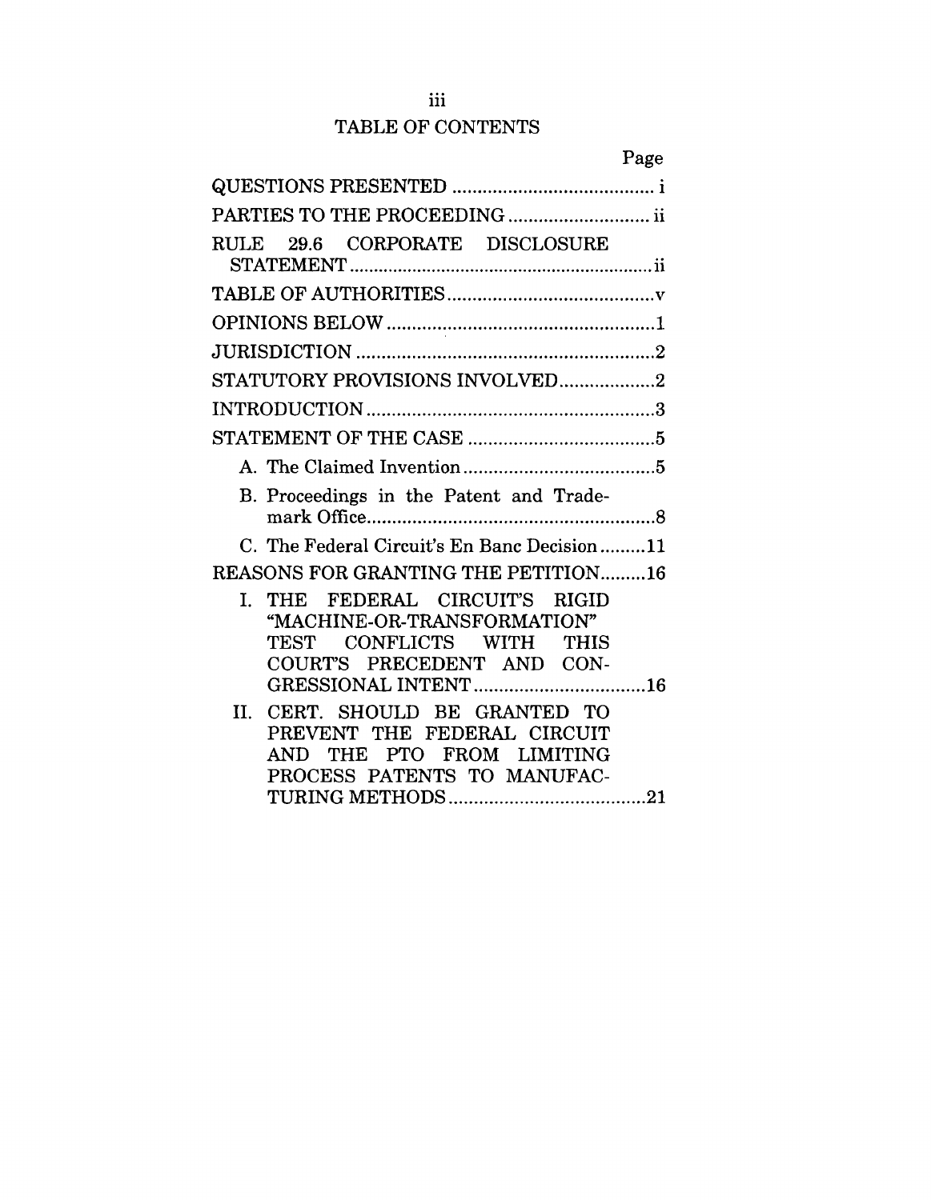## TABLE OF CONTENTS

| | Page |
|---|---|
| QUESTIONS PRESENTED | i |
| PARTIES TO THE PROCEEDING | ii |
| RULE 29.6 CORPORATE DISCLOSURE STATEMENT | ii |
| TABLE OF AUTHORITIES | v |
| OPINIONS BELOW | 1 |
| JURISDICTION | 2 |
| STATUTORY PROVISIONS INVOLVED | 2 |
| INTRODUCTION | 3 |
| STATEMENT OF THE CASE | 5 |
| A. The Claimed Invention | 5 |
| B. Proceedings in the Patent and Trademark Office | 8 |
| C. The Federal Circuit's En Banc Decision | 11 |
| REASONS FOR GRANTING THE PETITION | 16 |
| I. THE FEDERAL CIRCUIT'S RIGID "MACHINE-OR-TRANSFORMATION" TEST CONFLICTS WITH THIS COURT'S PRECEDENT AND CONGRESSIONAL INTENT | 16 |
| II. CERT. SHOULD BE GRANTED TO PREVENT THE FEDERAL CIRCUIT AND THE PTO FROM LIMITING PROCESS PATENTS TO MANUFACTURING METHODS | 21 |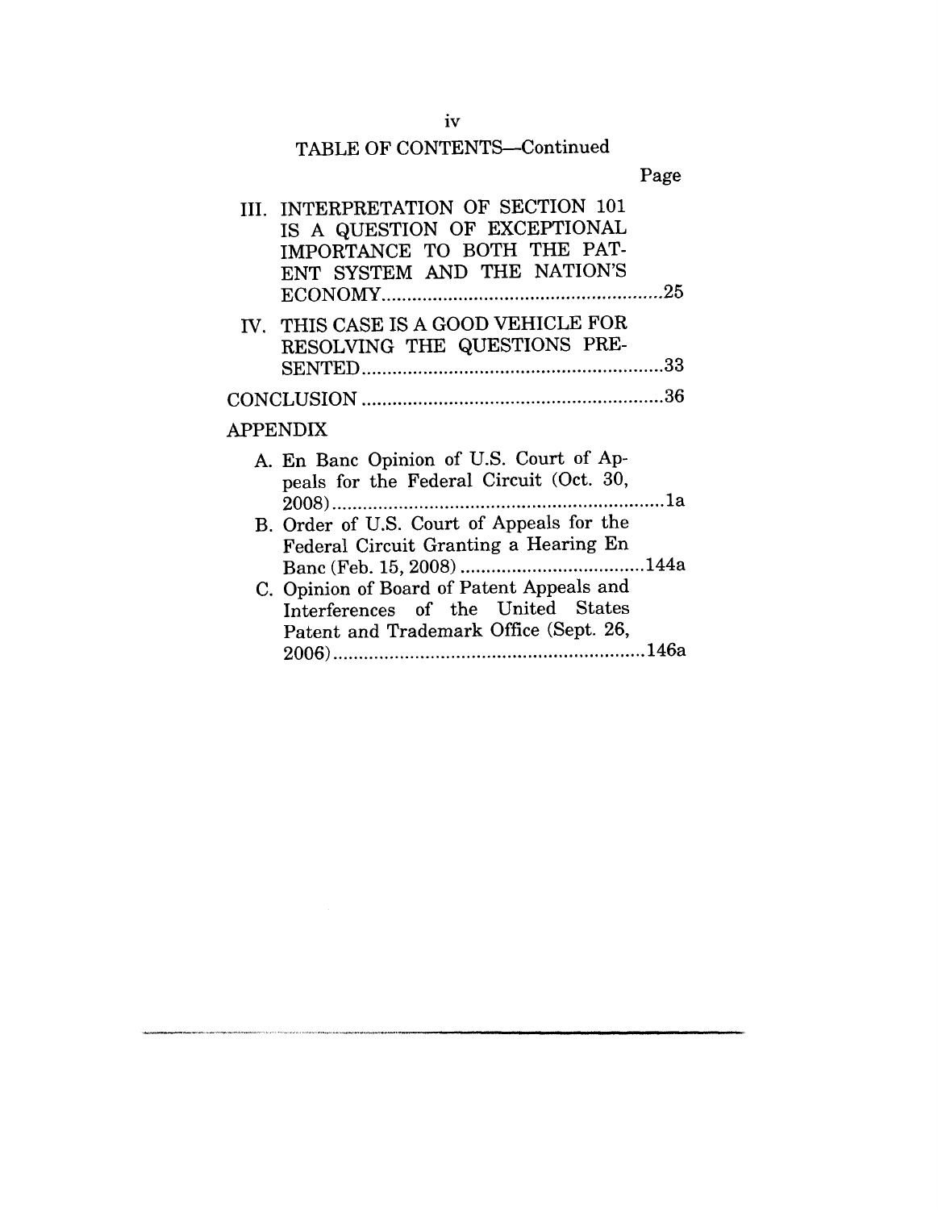## TABLE OF CONTENTS—Continued

| | Page |
|---|---|
| III. INTERPRETATION OF SECTION 101 IS A QUESTION OF EXCEPTIONAL IMPORTANCE TO BOTH THE PATENT SYSTEM AND THE NATION'S ECONOMY | 25 |
| IV. THIS CASE IS A GOOD VEHICLE FOR RESOLVING THE QUESTIONS PRESENTED | 33 |
| CONCLUSION | 36 |
| APPENDIX | |
| A. En Banc Opinion of U.S. Court of Appeals for the Federal Circuit (Oct. 30, 2008) | 1a |
| B. Order of U.S. Court of Appeals for the Federal Circuit Granting a Hearing En Banc (Feb. 15, 2008) | 144a |
| C. Opinion of Board of Patent Appeals and Interferences of the United States Patent and Trademark Office (Sept. 26, 2006) | 146a |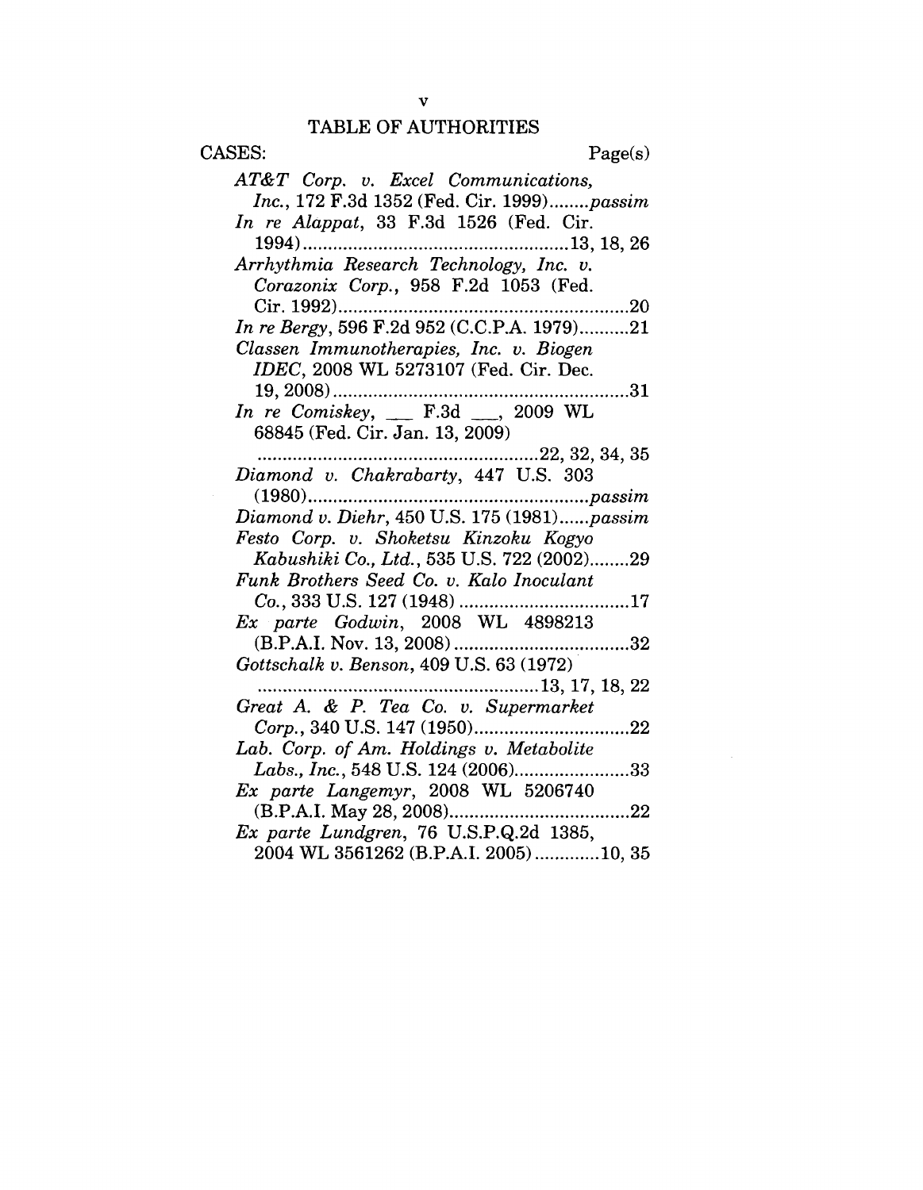# TABLE OF AUTHORITIES

CASES: Page(s)

*AT&T Corp. v. Excel Communications, Inc.*, 172 F.3d 1352 (Fed. Cir. 1999)........*passim*

*In re Alappat*, 33 F.3d 1526 (Fed. Cir. 1994)....................................................13, 18, 26

*Arrhythmia Research Technology, Inc. v. Corazonix Corp.*, 958 F.2d 1053 (Fed. Cir. 1992)..........................................................20

*In re Bergy*, 596 F.2d 952 (C.C.P.A. 1979)..........21

*Classen Immunotherapies, Inc. v. Biogen IDEC*, 2008 WL 5273107 (Fed. Cir. Dec. 19, 2008)...........................................................31

*In re Comiskey*, ___ F.3d ___, 2009 WL 68845 (Fed. Cir. Jan. 13, 2009) .......................................................22, 32, 34, 35

*Diamond v. Chakrabarty*, 447 U.S. 303 (1980)........................................................*passim*

*Diamond v. Diehr*, 450 U.S. 175 (1981)......*passim*

*Festo Corp. v. Shoketsu Kinzoku Kogyo Kabushiki Co., Ltd.*, 535 U.S. 722 (2002)........29

*Funk Brothers Seed Co. v. Kalo Inoculant Co.*, 333 U.S. 127 (1948) ..................................17

*Ex parte Godwin*, 2008 WL 4898213 (B.P.A.I. Nov. 13, 2008) ...................................32

*Gottschalk v. Benson*, 409 U.S. 63 (1972) ........................................................13, 17, 18, 22

*Great A. & P. Tea Co. v. Supermarket Corp.*, 340 U.S. 147 (1950)...............................22

*Lab. Corp. of Am. Holdings v. Metabolite Labs., Inc.*, 548 U.S. 124 (2006).......................33

*Ex parte Langemyr*, 2008 WL 5206740 (B.P.A.I. May 28, 2008)....................................22

*Ex parte Lundgren*, 76 U.S.P.Q.2d 1385, 2004 WL 3561262 (B.P.A.I. 2005) ............10, 35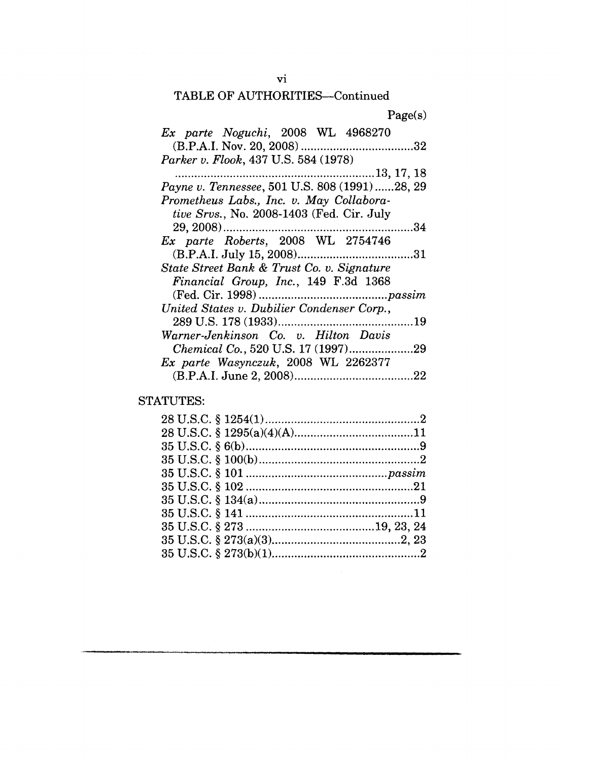TABLE OF AUTHORITIES—Continued

Page(s)

*Ex parte Noguchi*, 2008 WL 4968270 (B.P.A.I. Nov. 20, 2008) ....................................32

*Parker v. Flook*, 437 U.S. 584 (1978) ....................................................................13, 17, 18

*Payne v. Tennessee*, 501 U.S. 808 (1991) ......28, 29

*Prometheus Labs., Inc. v. May Collaborative Srvs.*, No. 2008-1403 (Fed. Cir. July 29, 2008) .............................................................34

*Ex parte Roberts*, 2008 WL 2754746 (B.P.A.I. July 15, 2008).....................................31

*State Street Bank & Trust Co. v. Signature Financial Group, Inc.*, 149 F.3d 1368 (Fed. Cir. 1998) ........................................*passim*

*United States v. Dubilier Condenser Corp.*, 289 U.S. 178 (1933)...........................................19

*Warner-Jenkinson Co. v. Hilton Davis Chemical Co.*, 520 U.S. 17 (1997)....................29

*Ex parte Wasynczuk*, 2008 WL 2262377 (B.P.A.I. June 2, 2008).......................................22

STATUTES:

28 U.S.C. § 1254(1).................................................2

28 U.S.C. § 1295(a)(4)(A)......................................11

35 U.S.C. § 6(b).......................................................9

35 U.S.C. § 100(b)....................................................2

35 U.S.C. § 101 ............................................*passim*

35 U.S.C. § 102 .....................................................21

35 U.S.C. § 134(a)...................................................9

35 U.S.C. § 141 .....................................................11

35 U.S.C. § 273 .........................................19, 23, 24

35 U.S.C. § 273(a)(3)..........................................2, 23

35 U.S.C. § 273(b)(1)...............................................2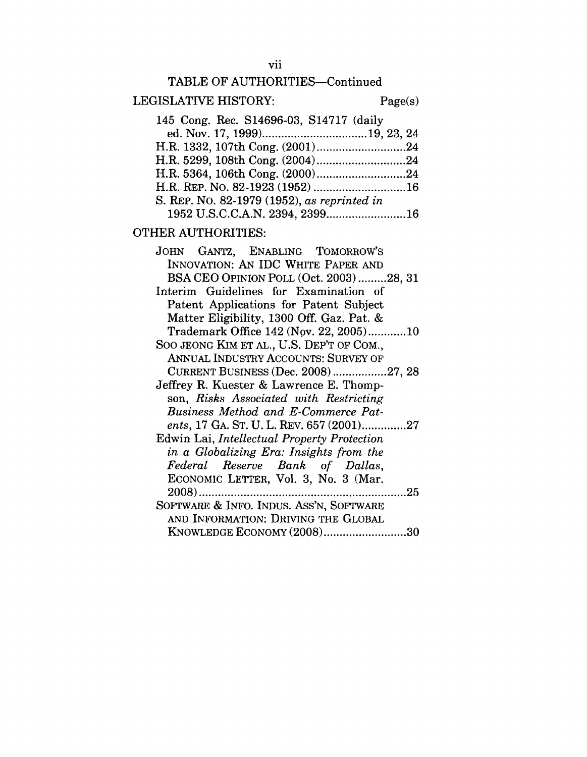TABLE OF AUTHORITIES—Continued

LEGISLATIVE HISTORY: Page(s)

145 Cong. Rec. S14696-03, S14717 (daily ed. Nov. 17, 1999)................................19, 23, 24

H.R. 1332, 107th Cong. (2001)............................24

H.R. 5299, 108th Cong. (2004)............................24

H.R. 5364, 106th Cong. (2000)............................24

H.R. REP. NO. 82-1923 (1952) ............................16

S. REP. NO. 82-1979 (1952), *as reprinted in* 1952 U.S.C.C.A.N. 2394, 2399........................16

OTHER AUTHORITIES:

JOHN GANTZ, ENABLING TOMORROW'S INNOVATION: AN IDC WHITE PAPER AND BSA CEO OPINION POLL (Oct. 2003).........28, 31

Interim Guidelines for Examination of Patent Applications for Patent Subject Matter Eligibility, 1300 Off. Gaz. Pat. & Trademark Office 142 (Nov. 22, 2005)............10

SOO JEONG KIM ET AL., U.S. DEP'T OF COM., ANNUAL INDUSTRY ACCOUNTS: SURVEY OF CURRENT BUSINESS (Dec. 2008).................27, 28

Jeffrey R. Kuester & Lawrence E. Thompson, *Risks Associated with Restricting Business Method and E-Commerce Patents*, 17 GA. ST. U. L. REV. 657 (2001)..............27

Edwin Lai, *Intellectual Property Protection in a Globalizing Era: Insights from the Federal Reserve Bank of Dallas*, ECONOMIC LETTER, Vol. 3, No. 3 (Mar. 2008)..................................................................25

SOFTWARE & INFO. INDUS. ASS'N, SOFTWARE AND INFORMATION: DRIVING THE GLOBAL KNOWLEDGE ECONOMY (2008)..........................30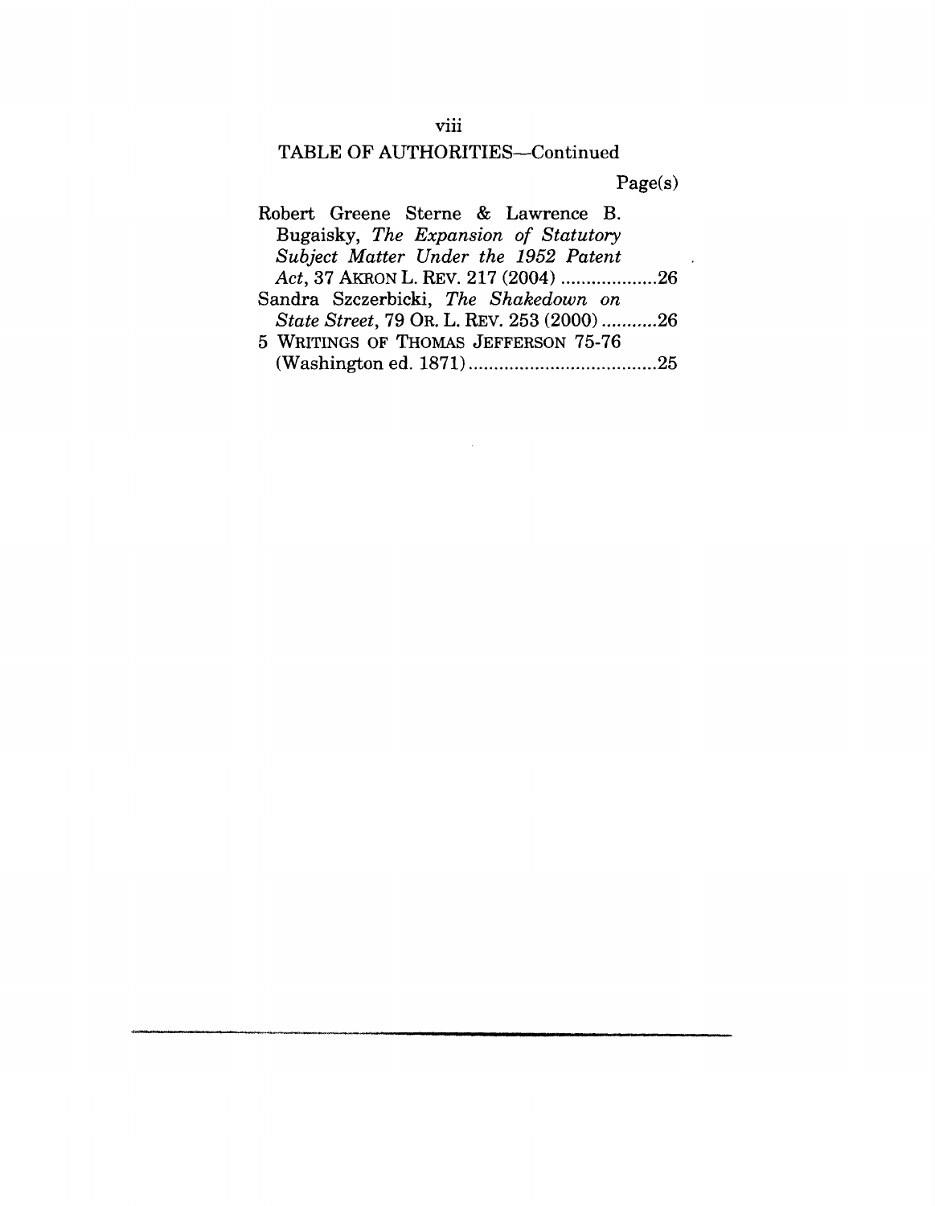TABLE OF AUTHORITIES—Continued

Page(s)

Robert Greene Sterne & Lawrence B. Bugaisky, *The Expansion of Statutory Subject Matter Under the 1952 Patent Act*, 37 AKRON L. REV. 217 (2004) ...................26

Sandra Szczerbicki, *The Shakedown on State Street*, 79 OR. L. REV. 253 (2000) ...........26

5 WRITINGS OF THOMAS JEFFERSON 75-76 (Washington ed. 1871) .....................................25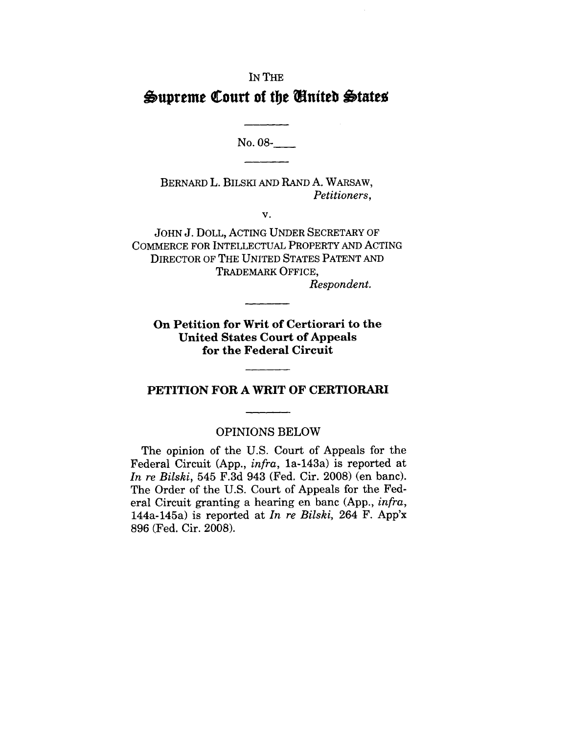IN THE

# Supreme Court of the United States

---

No. 08-\_\_\_\_

---

BERNARD L. BILSKI AND RAND A. WARSAW,
*Petitioners,*

v.

JOHN J. DOLL, ACTING UNDER SECRETARY OF COMMERCE FOR INTELLECTUAL PROPERTY AND ACTING DIRECTOR OF THE UNITED STATES PATENT AND TRADEMARK OFFICE,
*Respondent.*

---

**On Petition for Writ of Certiorari to the United States Court of Appeals for the Federal Circuit**

---

## PETITION FOR A WRIT OF CERTIORARI

---

### OPINIONS BELOW

The opinion of the U.S. Court of Appeals for the Federal Circuit (App., *infra*, 1a-143a) is reported at *In re Bilski*, 545 F.3d 943 (Fed. Cir. 2008) (en banc). The Order of the U.S. Court of Appeals for the Federal Circuit granting a hearing en banc (App., *infra*, 144a-145a) is reported at *In re Bilski*, 264 F. App'x 896 (Fed. Cir. 2008).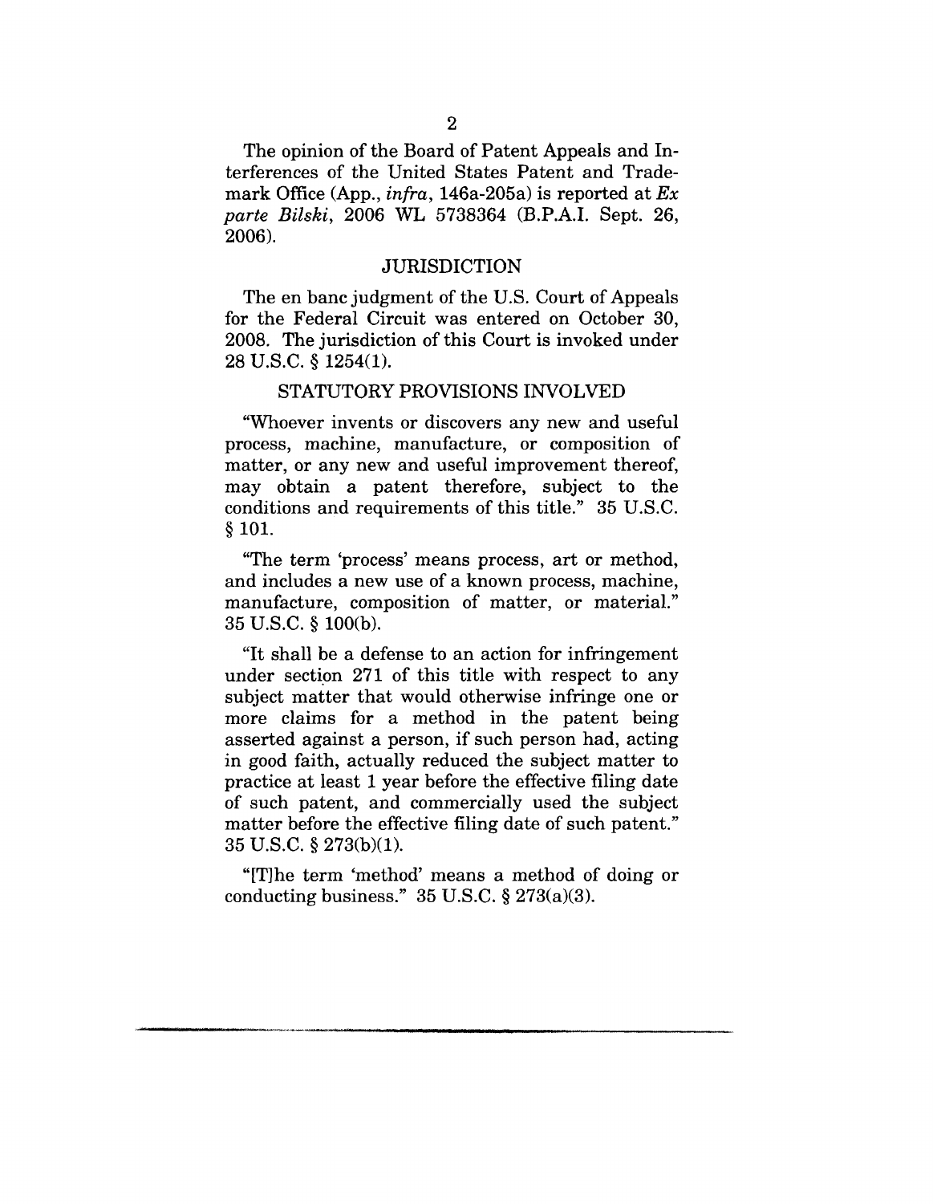The opinion of the Board of Patent Appeals and Interferences of the United States Patent and Trademark Office (App., *infra*, 146a-205a) is reported at *Ex parte Bilski*, 2006 WL 5738364 (B.P.A.I. Sept. 26, 2006).

## JURISDICTION

The en banc judgment of the U.S. Court of Appeals for the Federal Circuit was entered on October 30, 2008. The jurisdiction of this Court is invoked under 28 U.S.C. § 1254(1).

## STATUTORY PROVISIONS INVOLVED

"Whoever invents or discovers any new and useful process, machine, manufacture, or composition of matter, or any new and useful improvement thereof, may obtain a patent therefore, subject to the conditions and requirements of this title." 35 U.S.C. § 101.

"The term 'process' means process, art or method, and includes a new use of a known process, machine, manufacture, composition of matter, or material." 35 U.S.C. § 100(b).

"It shall be a defense to an action for infringement under section 271 of this title with respect to any subject matter that would otherwise infringe one or more claims for a method in the patent being asserted against a person, if such person had, acting in good faith, actually reduced the subject matter to practice at least 1 year before the effective filing date of such patent, and commercially used the subject matter before the effective filing date of such patent." 35 U.S.C. § 273(b)(1).

"[T]he term 'method' means a method of doing or conducting business." 35 U.S.C. § 273(a)(3).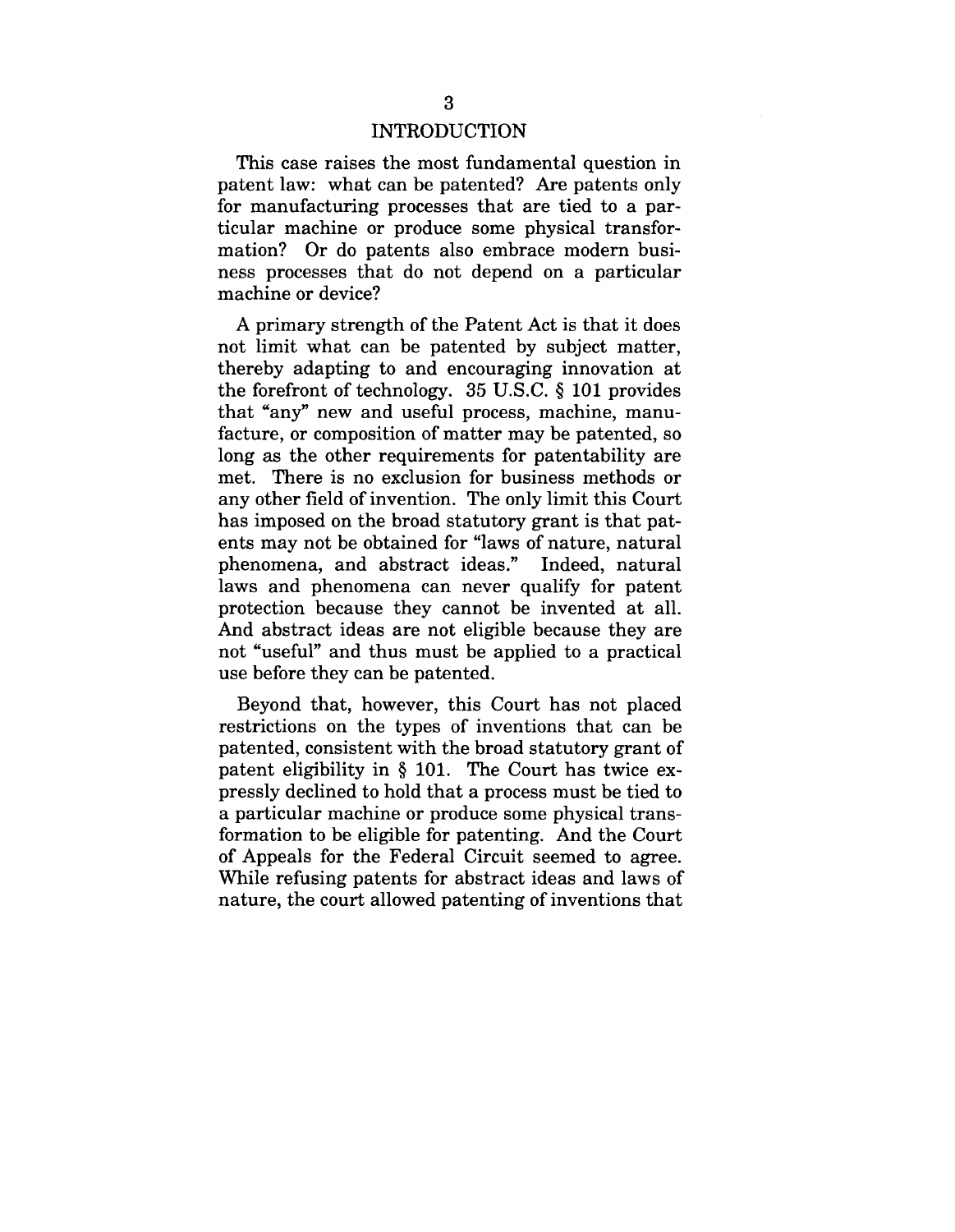## INTRODUCTION

This case raises the most fundamental question in patent law: what can be patented? Are patents only for manufacturing processes that are tied to a particular machine or produce some physical transformation? Or do patents also embrace modern business processes that do not depend on a particular machine or device?

A primary strength of the Patent Act is that it does not limit what can be patented by subject matter, thereby adapting to and encouraging innovation at the forefront of technology. 35 U.S.C. § 101 provides that "any" new and useful process, machine, manufacture, or composition of matter may be patented, so long as the other requirements for patentability are met. There is no exclusion for business methods or any other field of invention. The only limit this Court has imposed on the broad statutory grant is that patents may not be obtained for "laws of nature, natural phenomena, and abstract ideas." Indeed, natural laws and phenomena can never qualify for patent protection because they cannot be invented at all. And abstract ideas are not eligible because they are not "useful" and thus must be applied to a practical use before they can be patented.

Beyond that, however, this Court has not placed restrictions on the types of inventions that can be patented, consistent with the broad statutory grant of patent eligibility in § 101. The Court has twice expressly declined to hold that a process must be tied to a particular machine or produce some physical transformation to be eligible for patenting. And the Court of Appeals for the Federal Circuit seemed to agree. While refusing patents for abstract ideas and laws of nature, the court allowed patenting of inventions that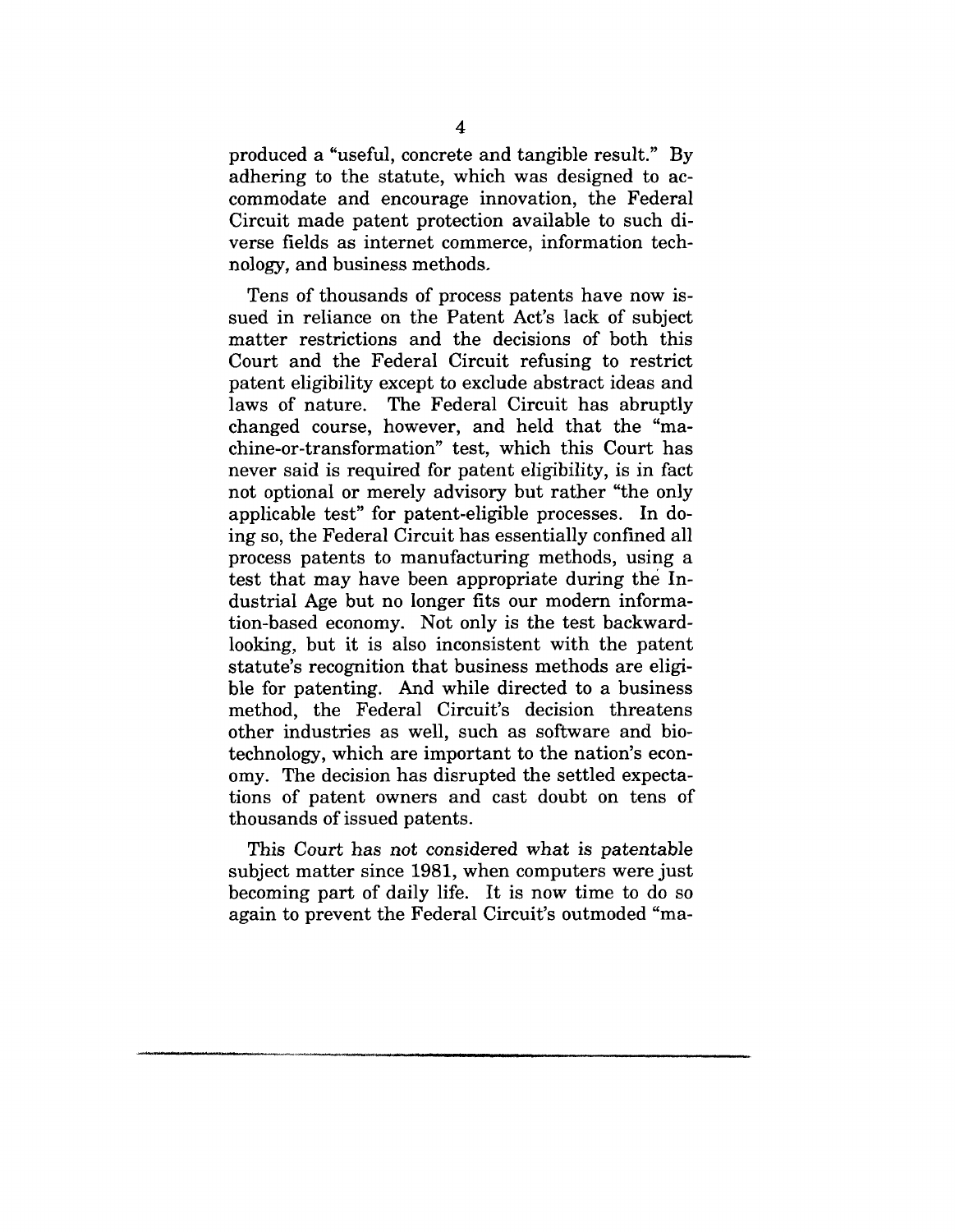produced a "useful, concrete and tangible result." By adhering to the statute, which was designed to accommodate and encourage innovation, the Federal Circuit made patent protection available to such diverse fields as internet commerce, information technology, and business methods.

Tens of thousands of process patents have now issued in reliance on the Patent Act's lack of subject matter restrictions and the decisions of both this Court and the Federal Circuit refusing to restrict patent eligibility except to exclude abstract ideas and laws of nature. The Federal Circuit has abruptly changed course, however, and held that the "machine-or-transformation" test, which this Court has never said is required for patent eligibility, is in fact not optional or merely advisory but rather "the only applicable test" for patent-eligible processes. In doing so, the Federal Circuit has essentially confined all process patents to manufacturing methods, using a test that may have been appropriate during the Industrial Age but no longer fits our modern information-based economy. Not only is the test backward-looking, but it is also inconsistent with the patent statute's recognition that business methods are eligible for patenting. And while directed to a business method, the Federal Circuit's decision threatens other industries as well, such as software and biotechnology, which are important to the nation's economy. The decision has disrupted the settled expectations of patent owners and cast doubt on tens of thousands of issued patents.

This Court has not considered what is patentable subject matter since 1981, when computers were just becoming part of daily life. It is now time to do so again to prevent the Federal Circuit's outmoded "ma-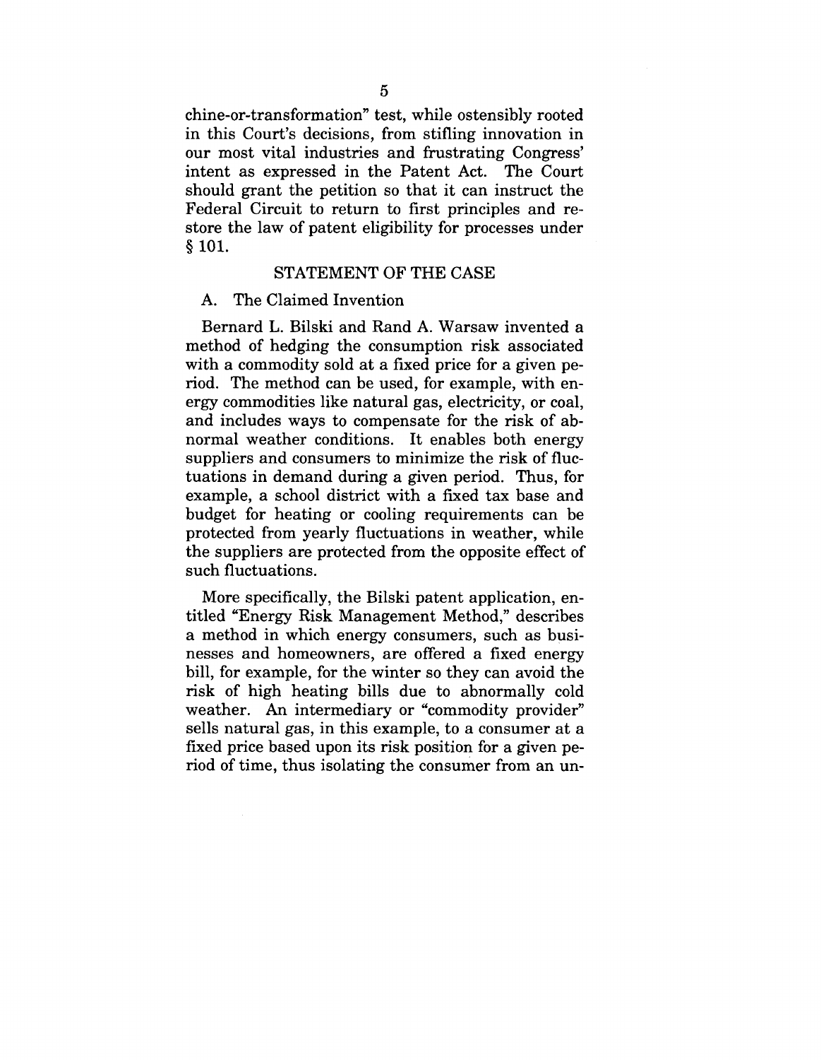chine-or-transformation" test, while ostensibly rooted in this Court's decisions, from stifling innovation in our most vital industries and frustrating Congress' intent as expressed in the Patent Act. The Court should grant the petition so that it can instruct the Federal Circuit to return to first principles and restore the law of patent eligibility for processes under § 101.

## STATEMENT OF THE CASE

### A. The Claimed Invention

Bernard L. Bilski and Rand A. Warsaw invented a method of hedging the consumption risk associated with a commodity sold at a fixed price for a given period. The method can be used, for example, with energy commodities like natural gas, electricity, or coal, and includes ways to compensate for the risk of abnormal weather conditions. It enables both energy suppliers and consumers to minimize the risk of fluctuations in demand during a given period. Thus, for example, a school district with a fixed tax base and budget for heating or cooling requirements can be protected from yearly fluctuations in weather, while the suppliers are protected from the opposite effect of such fluctuations.

More specifically, the Bilski patent application, entitled "Energy Risk Management Method," describes a method in which energy consumers, such as businesses and homeowners, are offered a fixed energy bill, for example, for the winter so they can avoid the risk of high heating bills due to abnormally cold weather. An intermediary or "commodity provider" sells natural gas, in this example, to a consumer at a fixed price based upon its risk position for a given period of time, thus isolating the consumer from an un-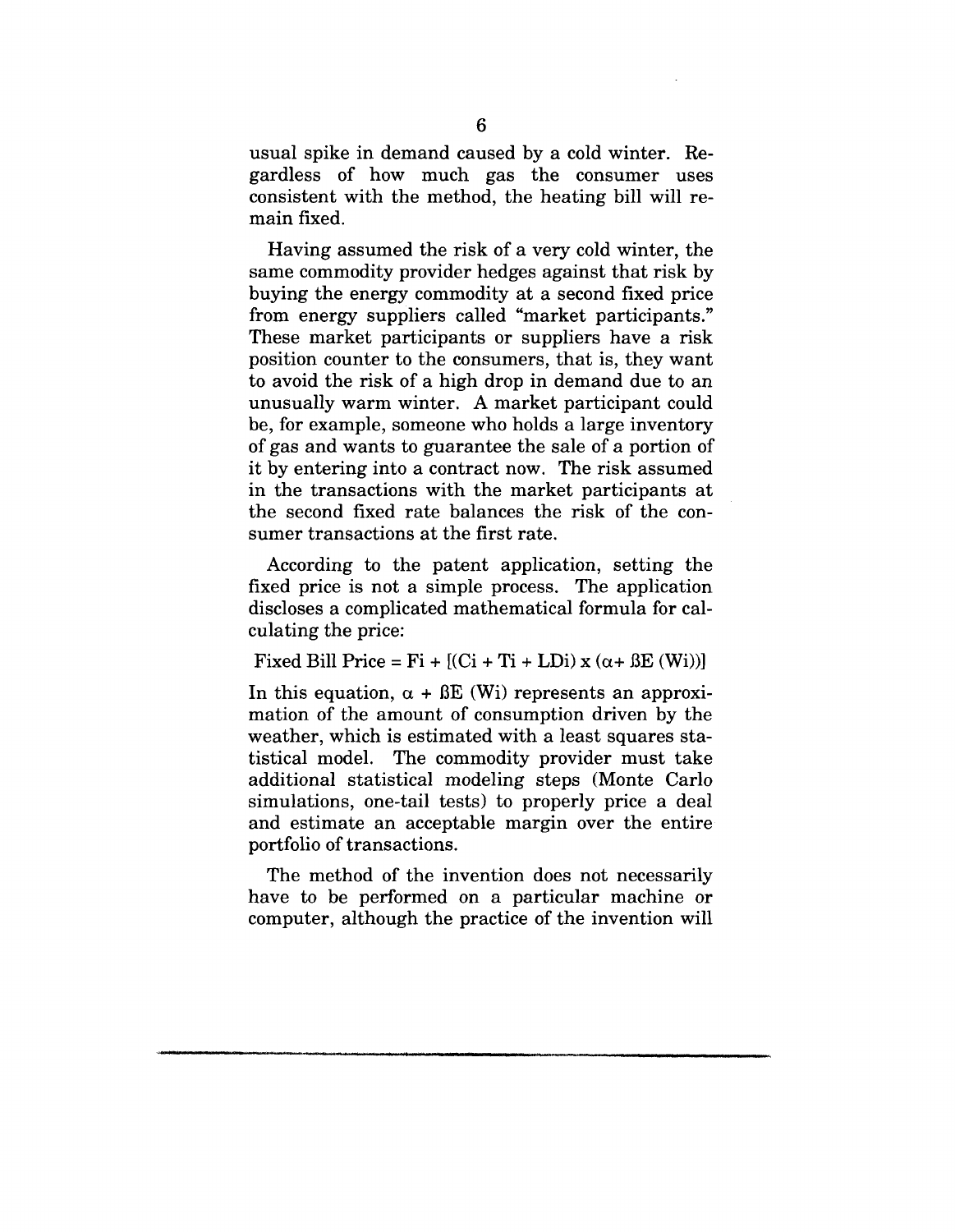usual spike in demand caused by a cold winter. Regardless of how much gas the consumer uses consistent with the method, the heating bill will remain fixed.

Having assumed the risk of a very cold winter, the same commodity provider hedges against that risk by buying the energy commodity at a second fixed price from energy suppliers called "market participants." These market participants or suppliers have a risk position counter to the consumers, that is, they want to avoid the risk of a high drop in demand due to an unusually warm winter. A market participant could be, for example, someone who holds a large inventory of gas and wants to guarantee the sale of a portion of it by entering into a contract now. The risk assumed in the transactions with the market participants at the second fixed rate balances the risk of the consumer transactions at the first rate.

According to the patent application, setting the fixed price is not a simple process. The application discloses a complicated mathematical formula for calculating the price:

$$\text{Fixed Bill Price} = Fi + [(Ci + Ti + LDi) \times (\alpha + \beta E\,(Wi))]$$

In this equation, $\alpha + \beta E\,(Wi)$ represents an approximation of the amount of consumption driven by the weather, which is estimated with a least squares statistical model. The commodity provider must take additional statistical modeling steps (Monte Carlo simulations, one-tail tests) to properly price a deal and estimate an acceptable margin over the entire portfolio of transactions.

The method of the invention does not necessarily have to be performed on a particular machine or computer, although the practice of the invention will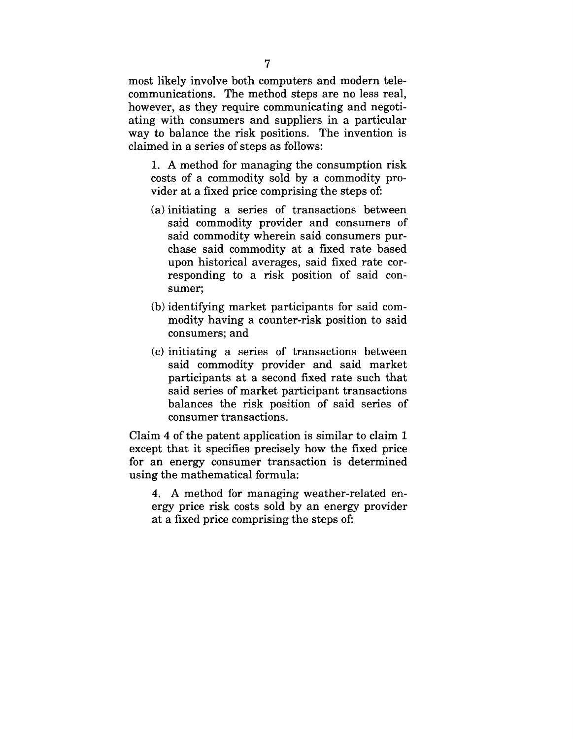most likely involve both computers and modern telecommunications. The method steps are no less real, however, as they require communicating and negotiating with consumers and suppliers in a particular way to balance the risk positions. The invention is claimed in a series of steps as follows:

> 1. A method for managing the consumption risk costs of a commodity sold by a commodity provider at a fixed price comprising the steps of:
>
> (a) initiating a series of transactions between said commodity provider and consumers of said commodity wherein said consumers purchase said commodity at a fixed rate based upon historical averages, said fixed rate corresponding to a risk position of said consumer;
>
> (b) identifying market participants for said commodity having a counter-risk position to said consumers; and
>
> (c) initiating a series of transactions between said commodity provider and said market participants at a second fixed rate such that said series of market participant transactions balances the risk position of said series of consumer transactions.

Claim 4 of the patent application is similar to claim 1 except that it specifies precisely how the fixed price for an energy consumer transaction is determined using the mathematical formula:

> 4. A method for managing weather-related energy price risk costs sold by an energy provider at a fixed price comprising the steps of: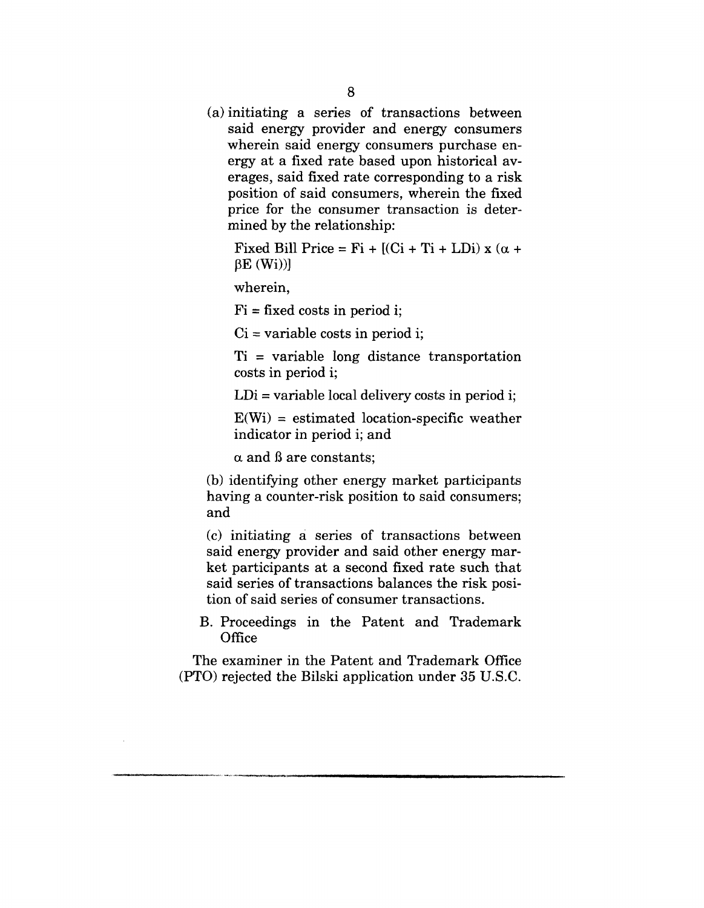(a) initiating a series of transactions between said energy provider and energy consumers wherein said energy consumers purchase energy at a fixed rate based upon historical averages, said fixed rate corresponding to a risk position of said consumers, wherein the fixed price for the consumer transaction is determined by the relationship:

$$\text{Fixed Bill Price} = Fi + [(Ci + Ti + LDi) \times (\alpha + \beta E(Wi))]$$

wherein,

$Fi$ = fixed costs in period i;

$Ci$ = variable costs in period i;

$Ti$ = variable long distance transportation costs in period i;

$LDi$ = variable local delivery costs in period i;

$E(Wi)$ = estimated location-specific weather indicator in period i; and

$\alpha$ and $\beta$ are constants;

(b) identifying other energy market participants having a counter-risk position to said consumers; and

(c) initiating a series of transactions between said energy provider and said other energy market participants at a second fixed rate such that said series of transactions balances the risk position of said series of consumer transactions.

B. Proceedings in the Patent and Trademark Office

The examiner in the Patent and Trademark Office (PTO) rejected the Bilski application under 35 U.S.C.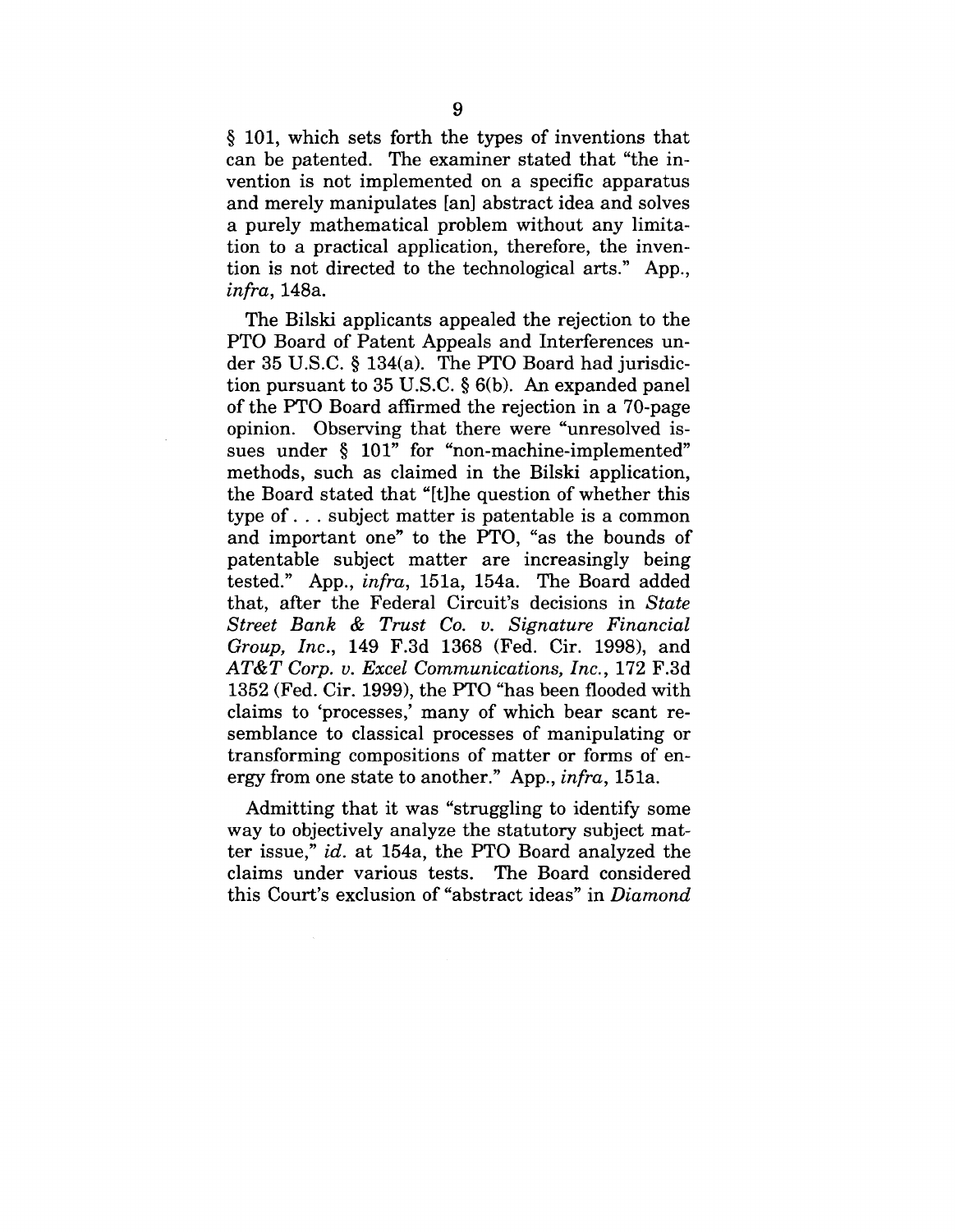§ 101, which sets forth the types of inventions that can be patented. The examiner stated that "the invention is not implemented on a specific apparatus and merely manipulates [an] abstract idea and solves a purely mathematical problem without any limitation to a practical application, therefore, the invention is not directed to the technological arts." App., *infra*, 148a.

The Bilski applicants appealed the rejection to the PTO Board of Patent Appeals and Interferences under 35 U.S.C. § 134(a). The PTO Board had jurisdiction pursuant to 35 U.S.C. § 6(b). An expanded panel of the PTO Board affirmed the rejection in a 70-page opinion. Observing that there were "unresolved issues under § 101" for "non-machine-implemented" methods, such as claimed in the Bilski application, the Board stated that "[t]he question of whether this type of . . . subject matter is patentable is a common and important one" to the PTO, "as the bounds of patentable subject matter are increasingly being tested." App., *infra*, 151a, 154a. The Board added that, after the Federal Circuit's decisions in *State Street Bank & Trust Co. v. Signature Financial Group, Inc.*, 149 F.3d 1368 (Fed. Cir. 1998), and *AT&T Corp. v. Excel Communications, Inc.*, 172 F.3d 1352 (Fed. Cir. 1999), the PTO "has been flooded with claims to 'processes,' many of which bear scant resemblance to classical processes of manipulating or transforming compositions of matter or forms of energy from one state to another." App., *infra*, 151a.

Admitting that it was "struggling to identify some way to objectively analyze the statutory subject matter issue," *id.* at 154a, the PTO Board analyzed the claims under various tests. The Board considered this Court's exclusion of "abstract ideas" in *Diamond*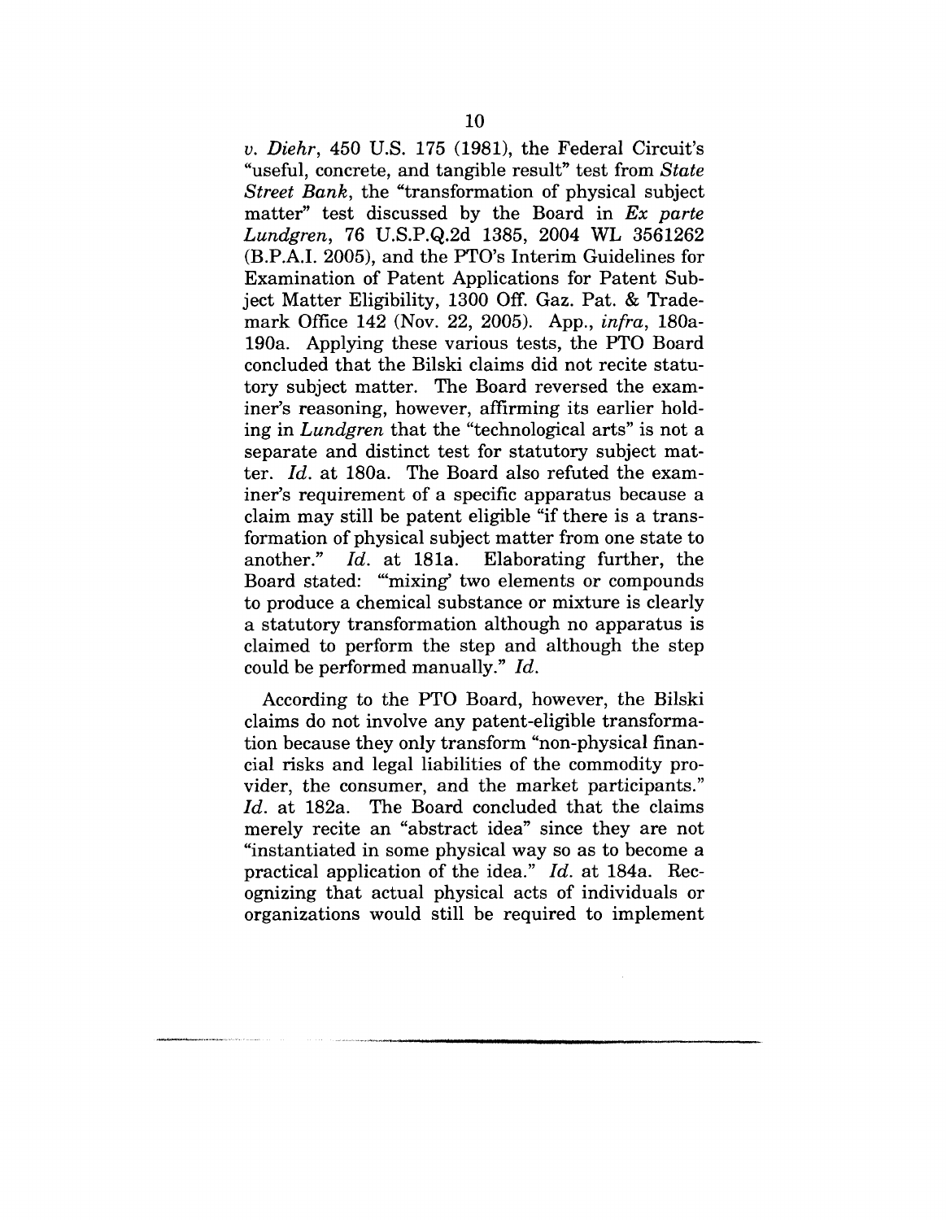*v. Diehr*, 450 U.S. 175 (1981), the Federal Circuit's "useful, concrete, and tangible result" test from *State Street Bank*, the "transformation of physical subject matter" test discussed by the Board in *Ex parte Lundgren*, 76 U.S.P.Q.2d 1385, 2004 WL 3561262 (B.P.A.I. 2005), and the PTO's Interim Guidelines for Examination of Patent Applications for Patent Subject Matter Eligibility, 1300 Off. Gaz. Pat. & Trademark Office 142 (Nov. 22, 2005). App., *infra*, 180a-190a. Applying these various tests, the PTO Board concluded that the Bilski claims did not recite statutory subject matter. The Board reversed the examiner's reasoning, however, affirming its earlier holding in *Lundgren* that the "technological arts" is not a separate and distinct test for statutory subject matter. *Id.* at 180a. The Board also refuted the examiner's requirement of a specific apparatus because a claim may still be patent eligible "if there is a transformation of physical subject matter from one state to another." *Id.* at 181a. Elaborating further, the Board stated: "'mixing' two elements or compounds to produce a chemical substance or mixture is clearly a statutory transformation although no apparatus is claimed to perform the step and although the step could be performed manually." *Id.*

According to the PTO Board, however, the Bilski claims do not involve any patent-eligible transformation because they only transform "non-physical financial risks and legal liabilities of the commodity provider, the consumer, and the market participants." *Id.* at 182a. The Board concluded that the claims merely recite an "abstract idea" since they are not "instantiated in some physical way so as to become a practical application of the idea." *Id.* at 184a. Recognizing that actual physical acts of individuals or organizations would still be required to implement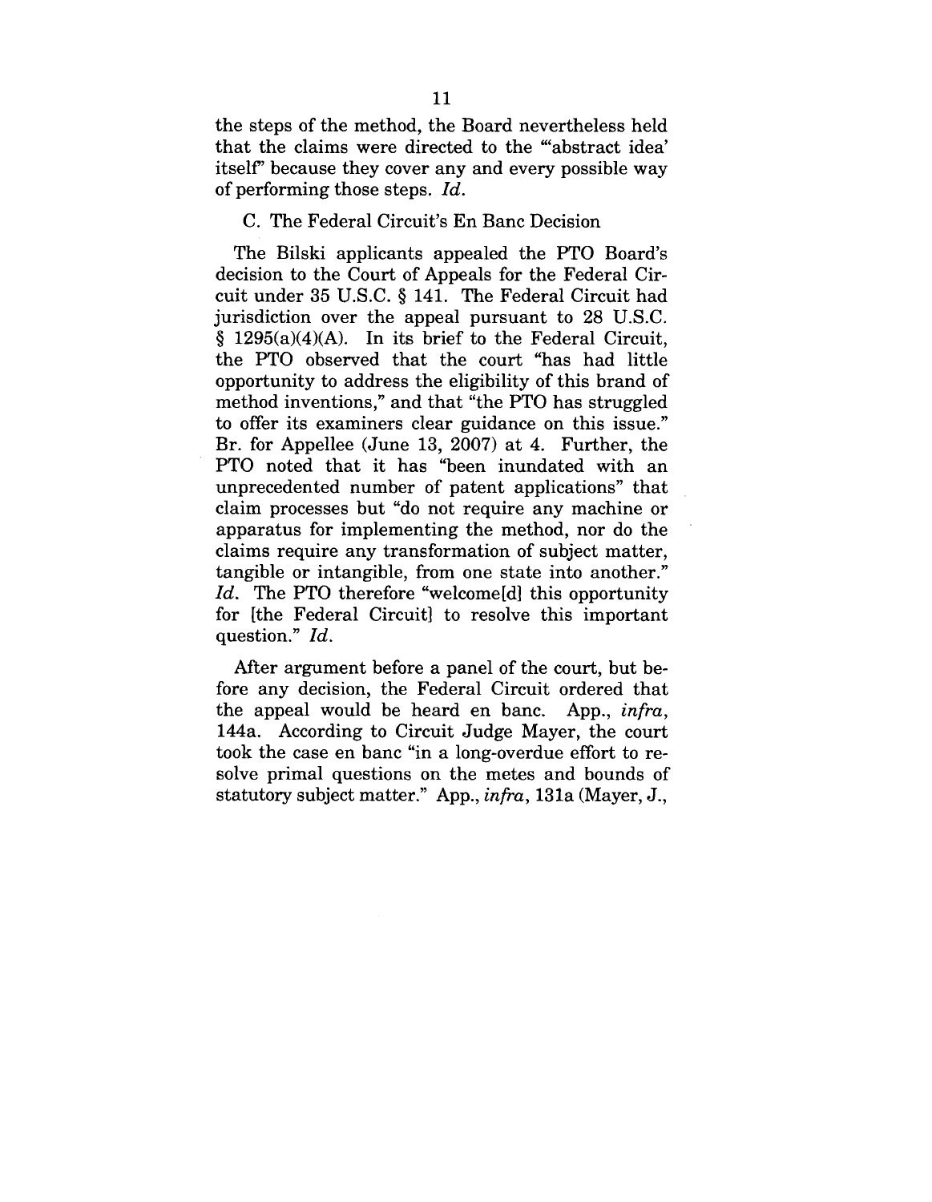the steps of the method, the Board nevertheless held that the claims were directed to the "'abstract idea' itself" because they cover any and every possible way of performing those steps. *Id.*

### C. The Federal Circuit's En Banc Decision

The Bilski applicants appealed the PTO Board's decision to the Court of Appeals for the Federal Circuit under 35 U.S.C. § 141. The Federal Circuit had jurisdiction over the appeal pursuant to 28 U.S.C. § 1295(a)(4)(A). In its brief to the Federal Circuit, the PTO observed that the court "has had little opportunity to address the eligibility of this brand of method inventions," and that "the PTO has struggled to offer its examiners clear guidance on this issue." Br. for Appellee (June 13, 2007) at 4. Further, the PTO noted that it has "been inundated with an unprecedented number of patent applications" that claim processes but "do not require any machine or apparatus for implementing the method, nor do the claims require any transformation of subject matter, tangible or intangible, from one state into another." *Id.* The PTO therefore "welcome[d] this opportunity for [the Federal Circuit] to resolve this important question." *Id.*

After argument before a panel of the court, but before any decision, the Federal Circuit ordered that the appeal would be heard en banc. App., *infra*, 144a. According to Circuit Judge Mayer, the court took the case en banc "in a long-overdue effort to resolve primal questions on the metes and bounds of statutory subject matter." App., *infra*, 131a (Mayer, J.,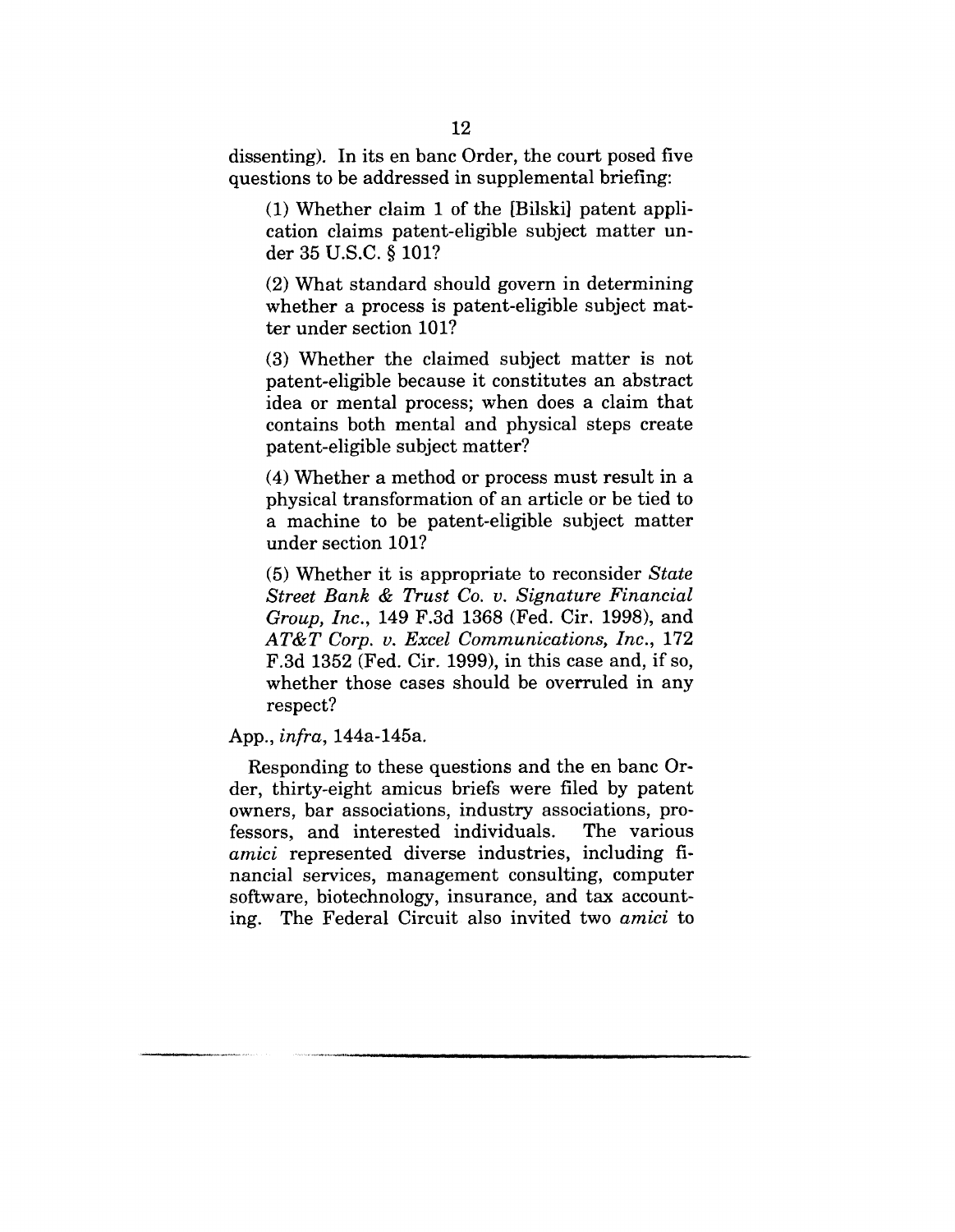dissenting). In its en banc Order, the court posed five questions to be addressed in supplemental briefing:

> (1) Whether claim 1 of the [Bilski] patent application claims patent-eligible subject matter under 35 U.S.C. § 101?
>
> (2) What standard should govern in determining whether a process is patent-eligible subject matter under section 101?
>
> (3) Whether the claimed subject matter is not patent-eligible because it constitutes an abstract idea or mental process; when does a claim that contains both mental and physical steps create patent-eligible subject matter?
>
> (4) Whether a method or process must result in a physical transformation of an article or be tied to a machine to be patent-eligible subject matter under section 101?
>
> (5) Whether it is appropriate to reconsider *State Street Bank & Trust Co. v. Signature Financial Group, Inc.*, 149 F.3d 1368 (Fed. Cir. 1998), and *AT&T Corp. v. Excel Communications, Inc.*, 172 F.3d 1352 (Fed. Cir. 1999), in this case and, if so, whether those cases should be overruled in any respect?

App., *infra*, 144a-145a.

Responding to these questions and the en banc Order, thirty-eight amicus briefs were filed by patent owners, bar associations, industry associations, professors, and interested individuals. The various *amici* represented diverse industries, including financial services, management consulting, computer software, biotechnology, insurance, and tax accounting. The Federal Circuit also invited two *amici* to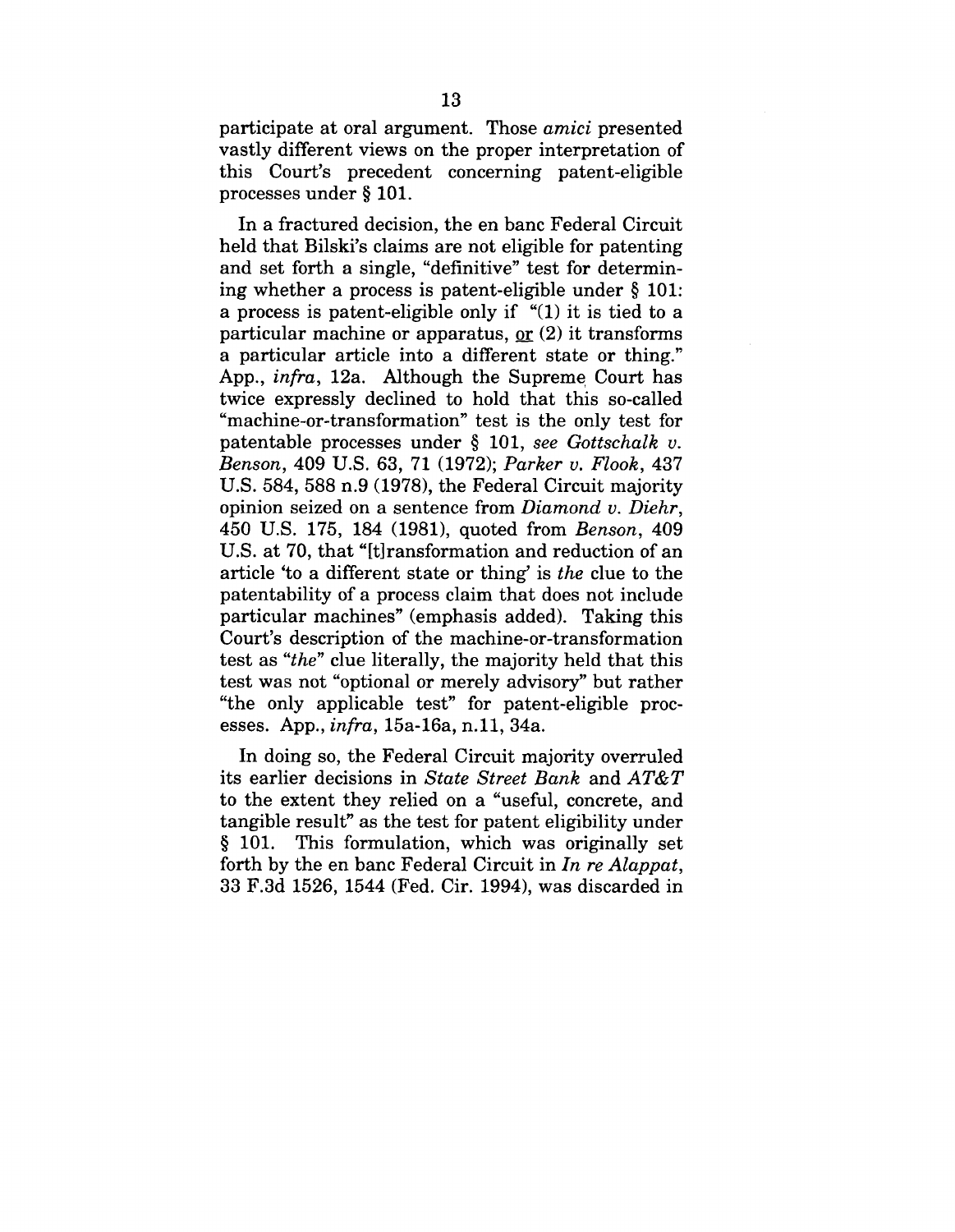participate at oral argument. Those *amici* presented vastly different views on the proper interpretation of this Court's precedent concerning patent-eligible processes under § 101.

In a fractured decision, the en banc Federal Circuit held that Bilski's claims are not eligible for patenting and set forth a single, "definitive" test for determining whether a process is patent-eligible under § 101: a process is patent-eligible only if "(1) it is tied to a particular machine or apparatus, or (2) it transforms a particular article into a different state or thing." App., *infra*, 12a. Although the Supreme Court has twice expressly declined to hold that this so-called "machine-or-transformation" test is the only test for patentable processes under § 101, *see Gottschalk v. Benson*, 409 U.S. 63, 71 (1972); *Parker v. Flook*, 437 U.S. 584, 588 n.9 (1978), the Federal Circuit majority opinion seized on a sentence from *Diamond v. Diehr*, 450 U.S. 175, 184 (1981), quoted from *Benson*, 409 U.S. at 70, that "[t]ransformation and reduction of an article 'to a different state or thing' is *the* clue to the patentability of a process claim that does not include particular machines" (emphasis added). Taking this Court's description of the machine-or-transformation test as "*the*" clue literally, the majority held that this test was not "optional or merely advisory" but rather "the only applicable test" for patent-eligible processes. App., *infra*, 15a-16a, n.11, 34a.

In doing so, the Federal Circuit majority overruled its earlier decisions in *State Street Bank* and *AT&T* to the extent they relied on a "useful, concrete, and tangible result" as the test for patent eligibility under § 101. This formulation, which was originally set forth by the en banc Federal Circuit in *In re Alappat*, 33 F.3d 1526, 1544 (Fed. Cir. 1994), was discarded in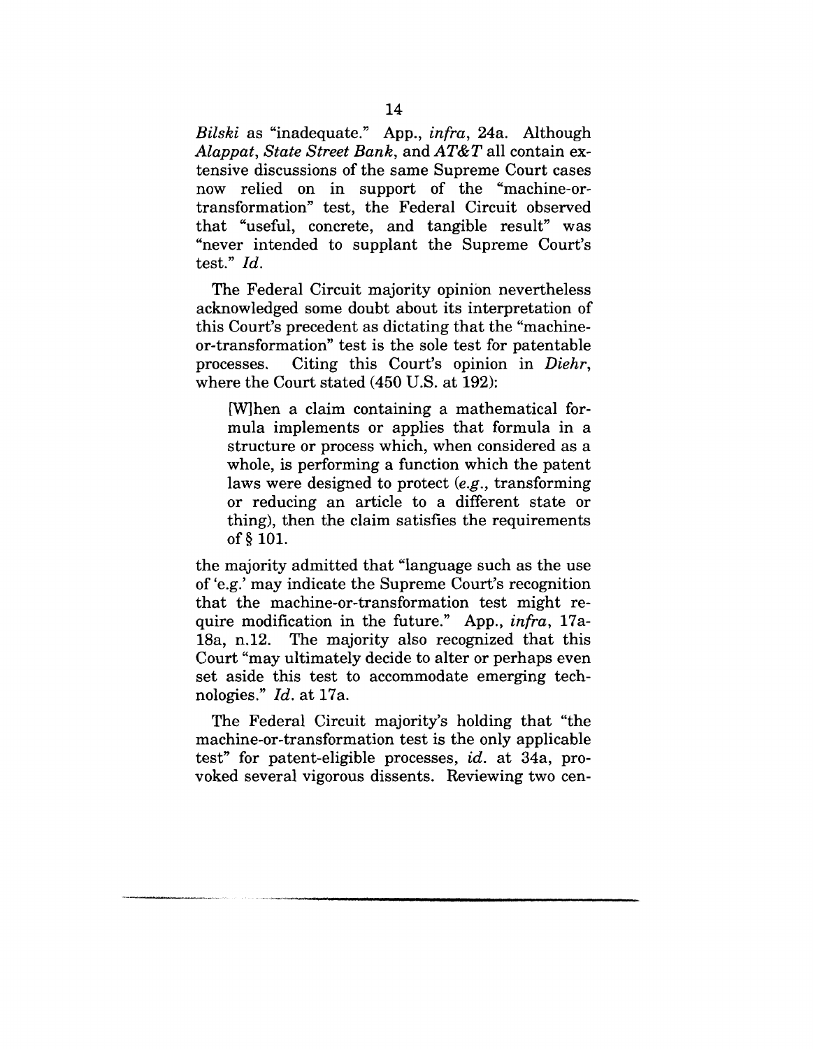*Bilski* as "inadequate." App., *infra*, 24a. Although *Alappat*, *State Street Bank*, and *AT&T* all contain extensive discussions of the same Supreme Court cases now relied on in support of the "machine-or-transformation" test, the Federal Circuit observed that "useful, concrete, and tangible result" was "never intended to supplant the Supreme Court's test." *Id.*

The Federal Circuit majority opinion nevertheless acknowledged some doubt about its interpretation of this Court's precedent as dictating that the "machine-or-transformation" test is the sole test for patentable processes. Citing this Court's opinion in *Diehr*, where the Court stated (450 U.S. at 192):

> [W]hen a claim containing a mathematical formula implements or applies that formula in a structure or process which, when considered as a whole, is performing a function which the patent laws were designed to protect (*e.g.*, transforming or reducing an article to a different state or thing), then the claim satisfies the requirements of § 101.

the majority admitted that "language such as the use of 'e.g.' may indicate the Supreme Court's recognition that the machine-or-transformation test might require modification in the future." App., *infra*, 17a-18a, n.12. The majority also recognized that this Court "may ultimately decide to alter or perhaps even set aside this test to accommodate emerging technologies." *Id.* at 17a.

The Federal Circuit majority's holding that "the machine-or-transformation test is the only applicable test" for patent-eligible processes, *id.* at 34a, provoked several vigorous dissents. Reviewing two cen-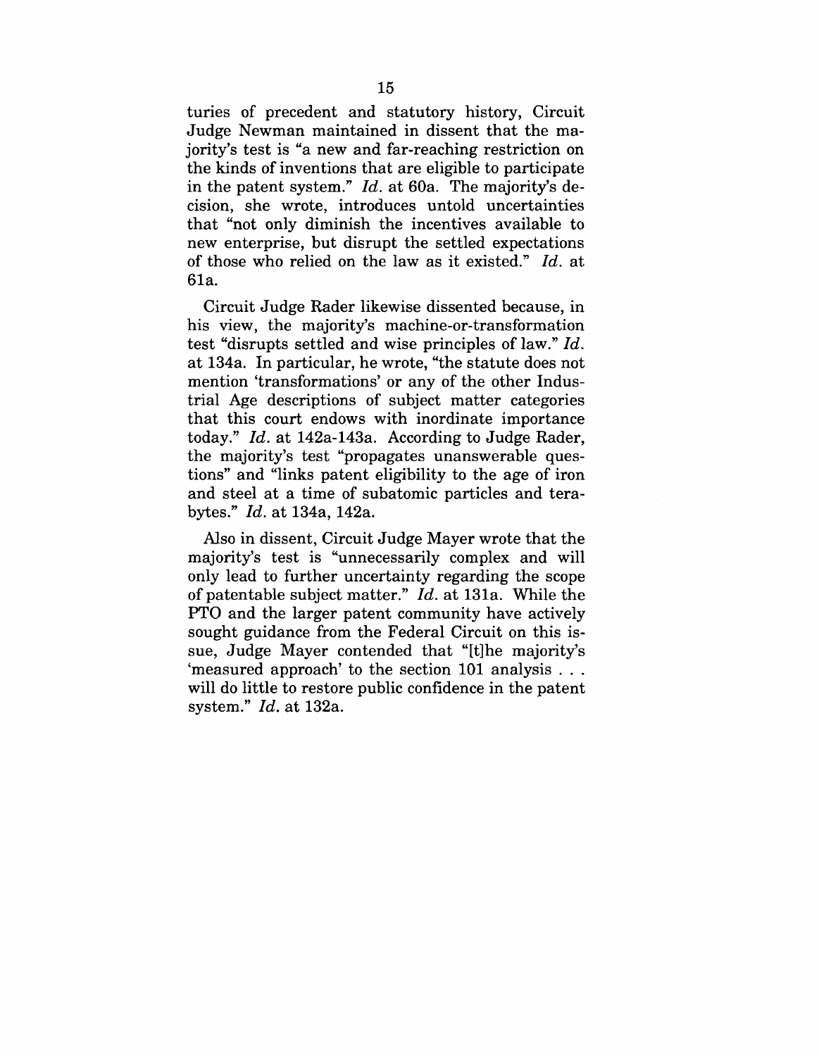turies of precedent and statutory history, Circuit Judge Newman maintained in dissent that the majority's test is "a new and far-reaching restriction on the kinds of inventions that are eligible to participate in the patent system." *Id.* at 60a. The majority's decision, she wrote, introduces untold uncertainties that "not only diminish the incentives available to new enterprise, but disrupt the settled expectations of those who relied on the law as it existed." *Id.* at 61a.

Circuit Judge Rader likewise dissented because, in his view, the majority's machine-or-transformation test "disrupts settled and wise principles of law." *Id.* at 134a. In particular, he wrote, "the statute does not mention 'transformations' or any of the other Industrial Age descriptions of subject matter categories that this court endows with inordinate importance today." *Id.* at 142a-143a. According to Judge Rader, the majority's test "propagates unanswerable questions" and "links patent eligibility to the age of iron and steel at a time of subatomic particles and terabytes." *Id.* at 134a, 142a.

Also in dissent, Circuit Judge Mayer wrote that the majority's test is "unnecessarily complex and will only lead to further uncertainty regarding the scope of patentable subject matter." *Id.* at 131a. While the PTO and the larger patent community have actively sought guidance from the Federal Circuit on this issue, Judge Mayer contended that "[t]he majority's 'measured approach' to the section 101 analysis . . . will do little to restore public confidence in the patent system." *Id.* at 132a.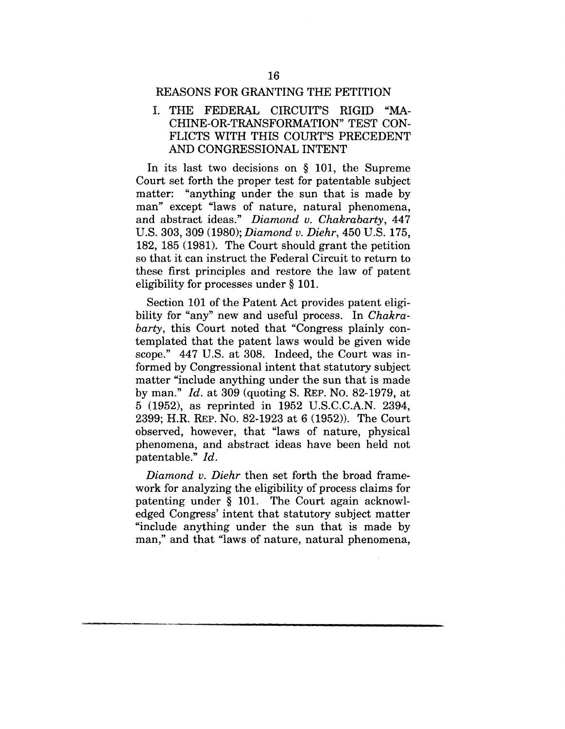## REASONS FOR GRANTING THE PETITION

### I. THE FEDERAL CIRCUIT'S RIGID "MACHINE-OR-TRANSFORMATION" TEST CONFLICTS WITH THIS COURT'S PRECEDENT AND CONGRESSIONAL INTENT

In its last two decisions on § 101, the Supreme Court set forth the proper test for patentable subject matter: "anything under the sun that is made by man" except "laws of nature, natural phenomena, and abstract ideas." *Diamond v. Chakrabarty*, 447 U.S. 303, 309 (1980); *Diamond v. Diehr*, 450 U.S. 175, 182, 185 (1981). The Court should grant the petition so that it can instruct the Federal Circuit to return to these first principles and restore the law of patent eligibility for processes under § 101.

Section 101 of the Patent Act provides patent eligibility for "any" new and useful process. In *Chakrabarty*, this Court noted that "Congress plainly contemplated that the patent laws would be given wide scope." 447 U.S. at 308. Indeed, the Court was informed by Congressional intent that statutory subject matter "include anything under the sun that is made by man." *Id.* at 309 (quoting S. REP. NO. 82-1979, at 5 (1952), as reprinted in 1952 U.S.C.C.A.N. 2394, 2399; H.R. REP. NO. 82-1923 at 6 (1952)). The Court observed, however, that "laws of nature, physical phenomena, and abstract ideas have been held not patentable." *Id.*

*Diamond v. Diehr* then set forth the broad framework for analyzing the eligibility of process claims for patenting under § 101. The Court again acknowledged Congress' intent that statutory subject matter "include anything under the sun that is made by man," and that "laws of nature, natural phenomena,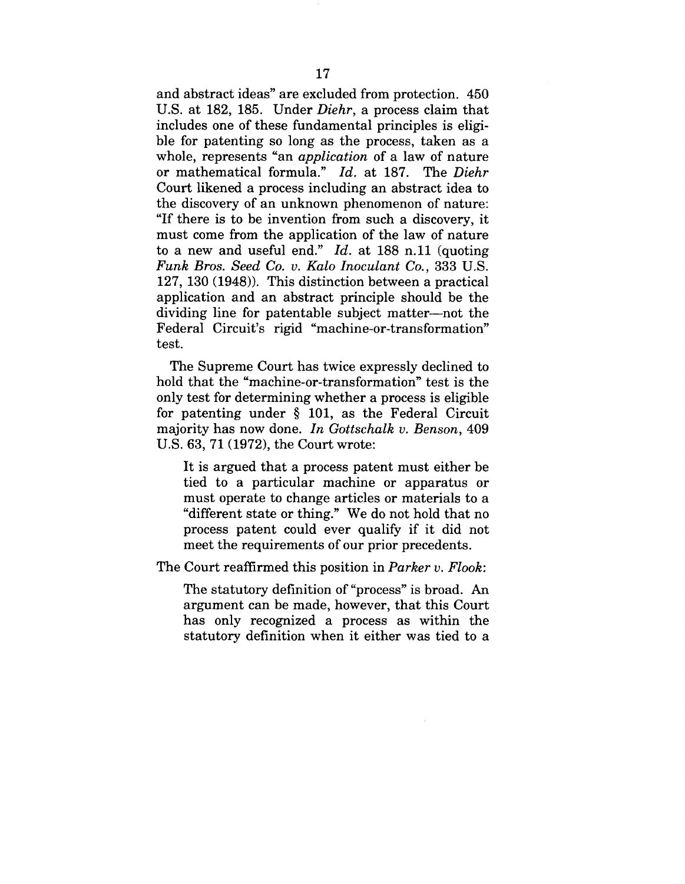and abstract ideas" are excluded from protection. 450 U.S. at 182, 185. Under *Diehr*, a process claim that includes one of these fundamental principles is eligible for patenting so long as the process, taken as a whole, represents "an *application* of a law of nature or mathematical formula." *Id.* at 187. The *Diehr* Court likened a process including an abstract idea to the discovery of an unknown phenomenon of nature: "If there is to be invention from such a discovery, it must come from the application of the law of nature to a new and useful end." *Id.* at 188 n.11 (quoting *Funk Bros. Seed Co. v. Kalo Inoculant Co.*, 333 U.S. 127, 130 (1948)). This distinction between a practical application and an abstract principle should be the dividing line for patentable subject matter—not the Federal Circuit's rigid "machine-or-transformation" test.

The Supreme Court has twice expressly declined to hold that the "machine-or-transformation" test is the only test for determining whether a process is eligible for patenting under § 101, as the Federal Circuit majority has now done. *In Gottschalk v. Benson*, 409 U.S. 63, 71 (1972), the Court wrote:

> It is argued that a process patent must either be tied to a particular machine or apparatus or must operate to change articles or materials to a "different state or thing." We do not hold that no process patent could ever qualify if it did not meet the requirements of our prior precedents.

The Court reaffirmed this position in *Parker v. Flook*:

> The statutory definition of "process" is broad. An argument can be made, however, that this Court has only recognized a process as within the statutory definition when it either was tied to a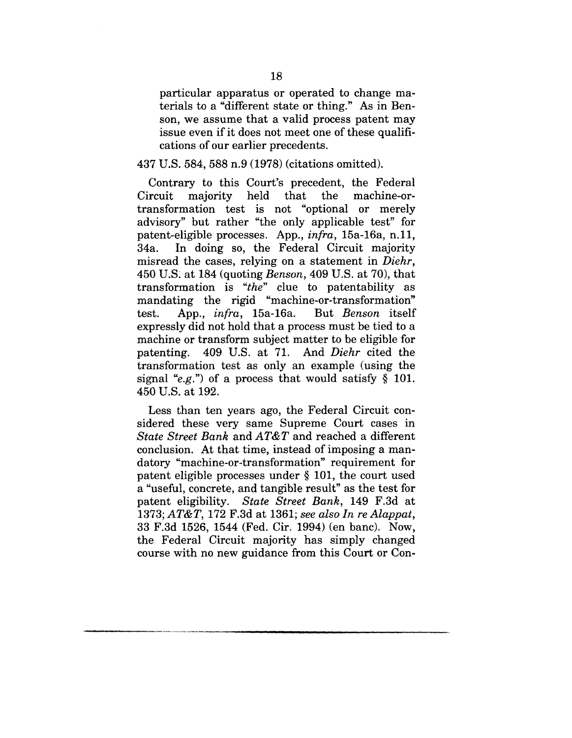> particular apparatus or operated to change materials to a "different state or thing." As in Benson, we assume that a valid process patent may issue even if it does not meet one of these qualifications of our earlier precedents.

437 U.S. 584, 588 n.9 (1978) (citations omitted).

Contrary to this Court's precedent, the Federal Circuit majority held that the machine-or-transformation test is not "optional or merely advisory" but rather "the only applicable test" for patent-eligible processes. App., *infra*, 15a-16a, n.11, 34a. In doing so, the Federal Circuit majority misread the cases, relying on a statement in *Diehr*, 450 U.S. at 184 (quoting *Benson*, 409 U.S. at 70), that transformation is "*the*" clue to patentability as mandating the rigid "machine-or-transformation" test. App., *infra*, 15a-16a. But *Benson* itself expressly did not hold that a process must be tied to a machine or transform subject matter to be eligible for patenting. 409 U.S. at 71. And *Diehr* cited the transformation test as only an example (using the signal "*e.g.*") of a process that would satisfy § 101. 450 U.S. at 192.

Less than ten years ago, the Federal Circuit considered these very same Supreme Court cases in *State Street Bank* and *AT&T* and reached a different conclusion. At that time, instead of imposing a mandatory "machine-or-transformation" requirement for patent eligible processes under § 101, the court used a "useful, concrete, and tangible result" as the test for patent eligibility. *State Street Bank*, 149 F.3d at 1373; *AT&T*, 172 F.3d at 1361; *see also In re Alappat*, 33 F.3d 1526, 1544 (Fed. Cir. 1994) (en banc). Now, the Federal Circuit majority has simply changed course with no new guidance from this Court or Con-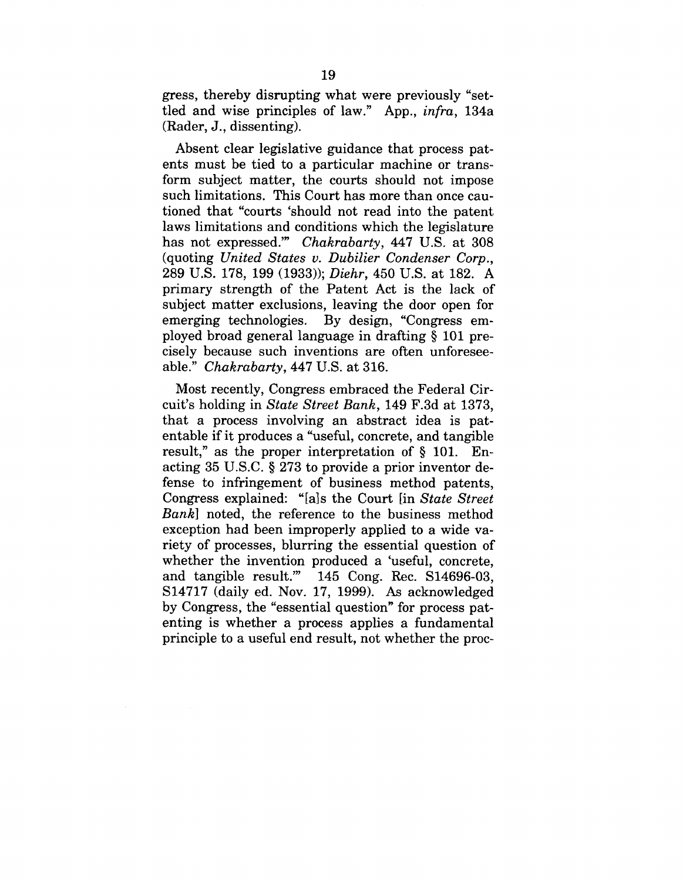gress, thereby disrupting what were previously "settled and wise principles of law." App., *infra*, 134a (Rader, J., dissenting).

Absent clear legislative guidance that process patents must be tied to a particular machine or transform subject matter, the courts should not impose such limitations. This Court has more than once cautioned that "courts 'should not read into the patent laws limitations and conditions which the legislature has not expressed.'" *Chakrabarty*, 447 U.S. at 308 (quoting *United States v. Dubilier Condenser Corp.*, 289 U.S. 178, 199 (1933)); *Diehr*, 450 U.S. at 182. A primary strength of the Patent Act is the lack of subject matter exclusions, leaving the door open for emerging technologies. By design, "Congress employed broad general language in drafting § 101 precisely because such inventions are often unforeseeable." *Chakrabarty*, 447 U.S. at 316.

Most recently, Congress embraced the Federal Circuit's holding in *State Street Bank*, 149 F.3d at 1373, that a process involving an abstract idea is patentable if it produces a "useful, concrete, and tangible result," as the proper interpretation of § 101. Enacting 35 U.S.C. § 273 to provide a prior inventor defense to infringement of business method patents, Congress explained: "[a]s the Court [in *State Street Bank*] noted, the reference to the business method exception had been improperly applied to a wide variety of processes, blurring the essential question of whether the invention produced a 'useful, concrete, and tangible result.'" 145 Cong. Rec. S14696-03, S14717 (daily ed. Nov. 17, 1999). As acknowledged by Congress, the "essential question" for process patenting is whether a process applies a fundamental principle to a useful end result, not whether the proc-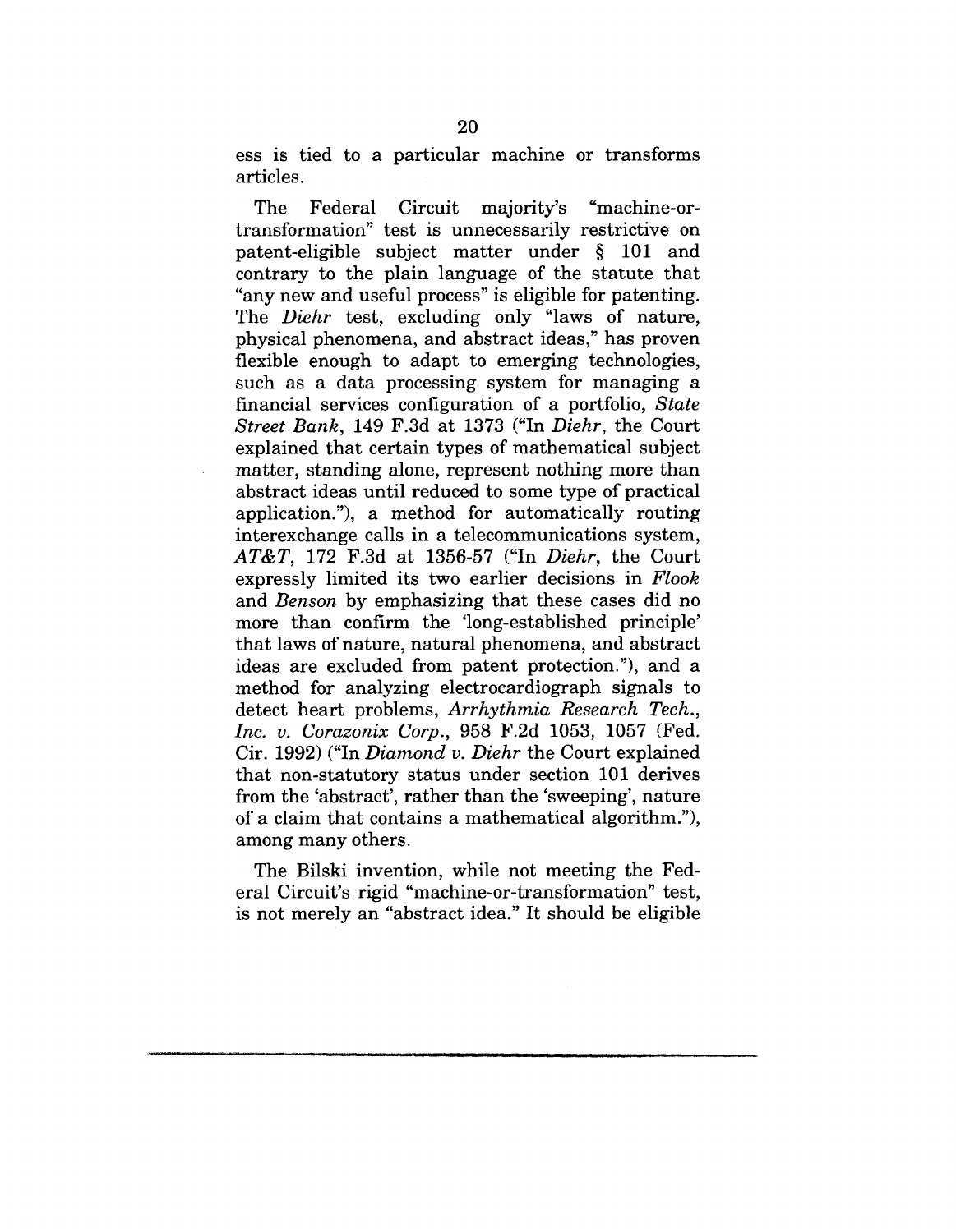ess is tied to a particular machine or transforms articles.

The Federal Circuit majority's "machine-or-transformation" test is unnecessarily restrictive on patent-eligible subject matter under § 101 and contrary to the plain language of the statute that "any new and useful process" is eligible for patenting. The *Diehr* test, excluding only "laws of nature, physical phenomena, and abstract ideas," has proven flexible enough to adapt to emerging technologies, such as a data processing system for managing a financial services configuration of a portfolio, *State Street Bank*, 149 F.3d at 1373 ("In *Diehr*, the Court explained that certain types of mathematical subject matter, standing alone, represent nothing more than abstract ideas until reduced to some type of practical application."), a method for automatically routing interexchange calls in a telecommunications system, *AT&T*, 172 F.3d at 1356-57 ("In *Diehr*, the Court expressly limited its two earlier decisions in *Flook* and *Benson* by emphasizing that these cases did no more than confirm the 'long-established principle' that laws of nature, natural phenomena, and abstract ideas are excluded from patent protection."), and a method for analyzing electrocardiograph signals to detect heart problems, *Arrhythmia Research Tech., Inc. v. Corazonix Corp.*, 958 F.2d 1053, 1057 (Fed. Cir. 1992) ("In *Diamond v. Diehr* the Court explained that non-statutory status under section 101 derives from the 'abstract', rather than the 'sweeping', nature of a claim that contains a mathematical algorithm."), among many others.

The Bilski invention, while not meeting the Federal Circuit's rigid "machine-or-transformation" test, is not merely an "abstract idea." It should be eligible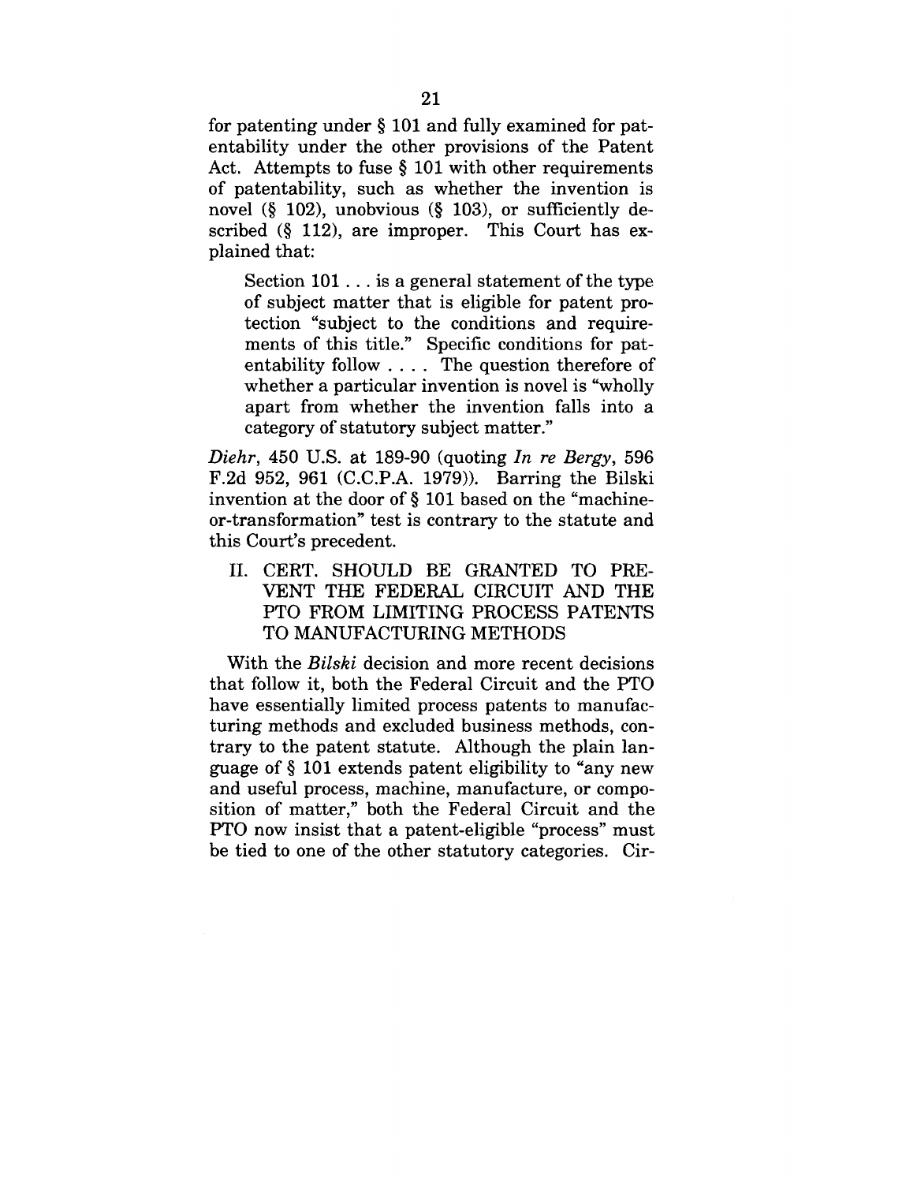for patenting under § 101 and fully examined for patentability under the other provisions of the Patent Act. Attempts to fuse § 101 with other requirements of patentability, such as whether the invention is novel (§ 102), unobvious (§ 103), or sufficiently described (§ 112), are improper. This Court has explained that:

> Section 101 . . . is a general statement of the type of subject matter that is eligible for patent protection "subject to the conditions and requirements of this title." Specific conditions for patentability follow . . . . The question therefore of whether a particular invention is novel is "wholly apart from whether the invention falls into a category of statutory subject matter."

*Diehr*, 450 U.S. at 189-90 (quoting *In re Bergy*, 596 F.2d 952, 961 (C.C.P.A. 1979)). Barring the Bilski invention at the door of § 101 based on the "machine-or-transformation" test is contrary to the statute and this Court's precedent.

## II. CERT. SHOULD BE GRANTED TO PREVENT THE FEDERAL CIRCUIT AND THE PTO FROM LIMITING PROCESS PATENTS TO MANUFACTURING METHODS

With the *Bilski* decision and more recent decisions that follow it, both the Federal Circuit and the PTO have essentially limited process patents to manufacturing methods and excluded business methods, contrary to the patent statute. Although the plain language of § 101 extends patent eligibility to "any new and useful process, machine, manufacture, or composition of matter," both the Federal Circuit and the PTO now insist that a patent-eligible "process" must be tied to one of the other statutory categories. Cir-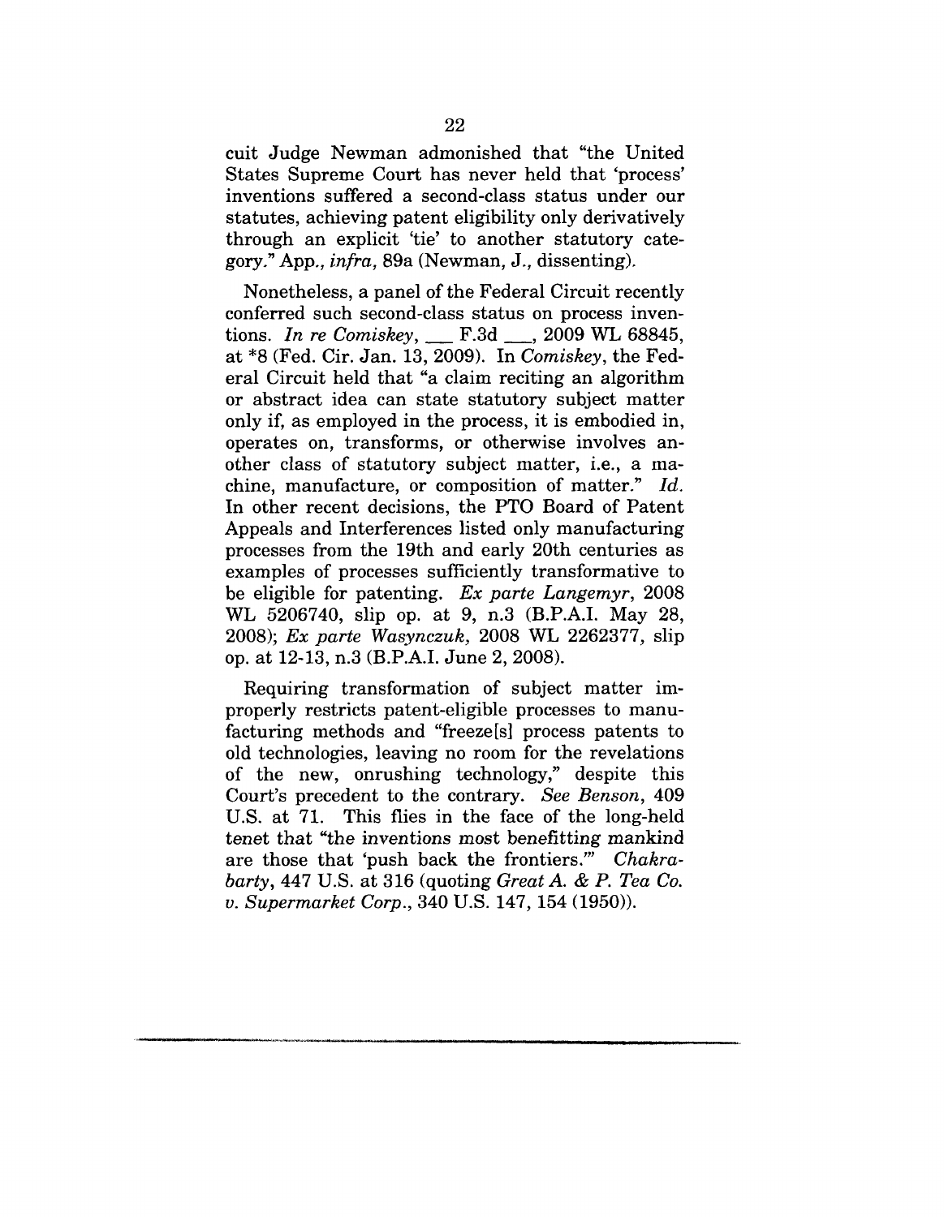cuit Judge Newman admonished that "the United States Supreme Court has never held that 'process' inventions suffered a second-class status under our statutes, achieving patent eligibility only derivatively through an explicit 'tie' to another statutory category." App., *infra*, 89a (Newman, J., dissenting).

Nonetheless, a panel of the Federal Circuit recently conferred such second-class status on process inventions. *In re Comiskey*, ___ F.3d ___, 2009 WL 68845, at *8 (Fed. Cir. Jan. 13, 2009). In *Comiskey*, the Federal Circuit held that "a claim reciting an algorithm or abstract idea can state statutory subject matter only if, as employed in the process, it is embodied in, operates on, transforms, or otherwise involves another class of statutory subject matter, i.e., a machine, manufacture, or composition of matter." *Id.* In other recent decisions, the PTO Board of Patent Appeals and Interferences listed only manufacturing processes from the 19th and early 20th centuries as examples of processes sufficiently transformative to be eligible for patenting. *Ex parte Langemyr*, 2008 WL 5206740, slip op. at 9, n.3 (B.P.A.I. May 28, 2008); *Ex parte Wasynczuk*, 2008 WL 2262377, slip op. at 12-13, n.3 (B.P.A.I. June 2, 2008).

Requiring transformation of subject matter improperly restricts patent-eligible processes to manufacturing methods and "freeze[s] process patents to old technologies, leaving no room for the revelations of the new, onrushing technology," despite this Court's precedent to the contrary. *See Benson*, 409 U.S. at 71. This flies in the face of the long-held tenet that "the inventions most benefitting mankind are those that 'push back the frontiers.'" *Chakrabarty*, 447 U.S. at 316 (quoting *Great A. & P. Tea Co. v. Supermarket Corp.*, 340 U.S. 147, 154 (1950)).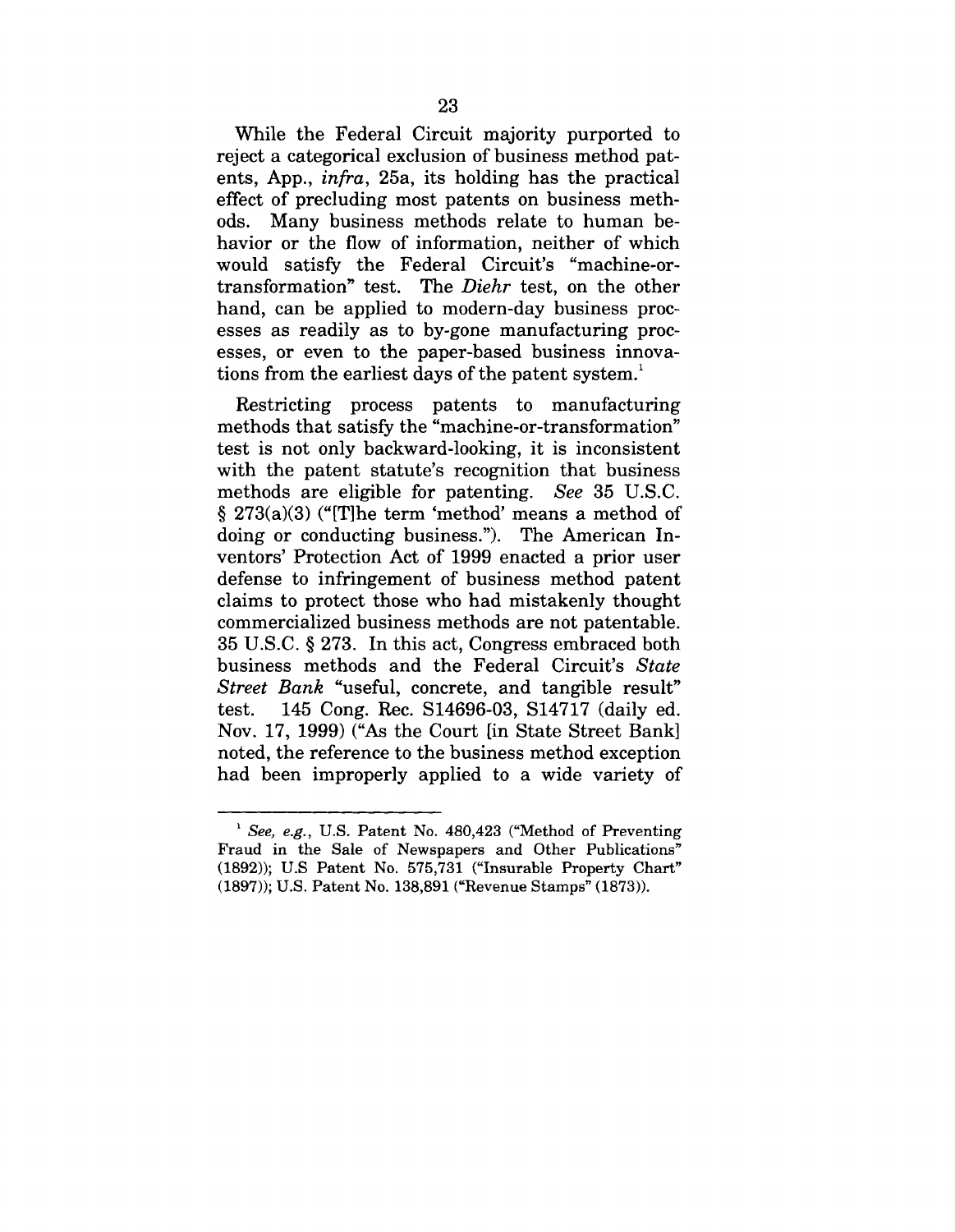While the Federal Circuit majority purported to reject a categorical exclusion of business method patents, App., *infra*, 25a, its holding has the practical effect of precluding most patents on business methods. Many business methods relate to human behavior or the flow of information, neither of which would satisfy the Federal Circuit's "machine-or-transformation" test. The *Diehr* test, on the other hand, can be applied to modern-day business processes as readily as to by-gone manufacturing processes, or even to the paper-based business innovations from the earliest days of the patent system.[1]

Restricting process patents to manufacturing methods that satisfy the "machine-or-transformation" test is not only backward-looking, it is inconsistent with the patent statute's recognition that business methods are eligible for patenting. *See* 35 U.S.C. § 273(a)(3) ("[T]he term 'method' means a method of doing or conducting business."). The American Inventors' Protection Act of 1999 enacted a prior user defense to infringement of business method patent claims to protect those who had mistakenly thought commercialized business methods are not patentable. 35 U.S.C. § 273. In this act, Congress embraced both business methods and the Federal Circuit's *State Street Bank* "useful, concrete, and tangible result" test. 145 Cong. Rec. S14696-03, S14717 (daily ed. Nov. 17, 1999) ("As the Court [in State Street Bank] noted, the reference to the business method exception had been improperly applied to a wide variety of

---

[1] *See, e.g.*, U.S. Patent No. 480,423 ("Method of Preventing Fraud in the Sale of Newspapers and Other Publications" (1892)); U.S Patent No. 575,731 ("Insurable Property Chart" (1897)); U.S. Patent No. 138,891 ("Revenue Stamps" (1873)).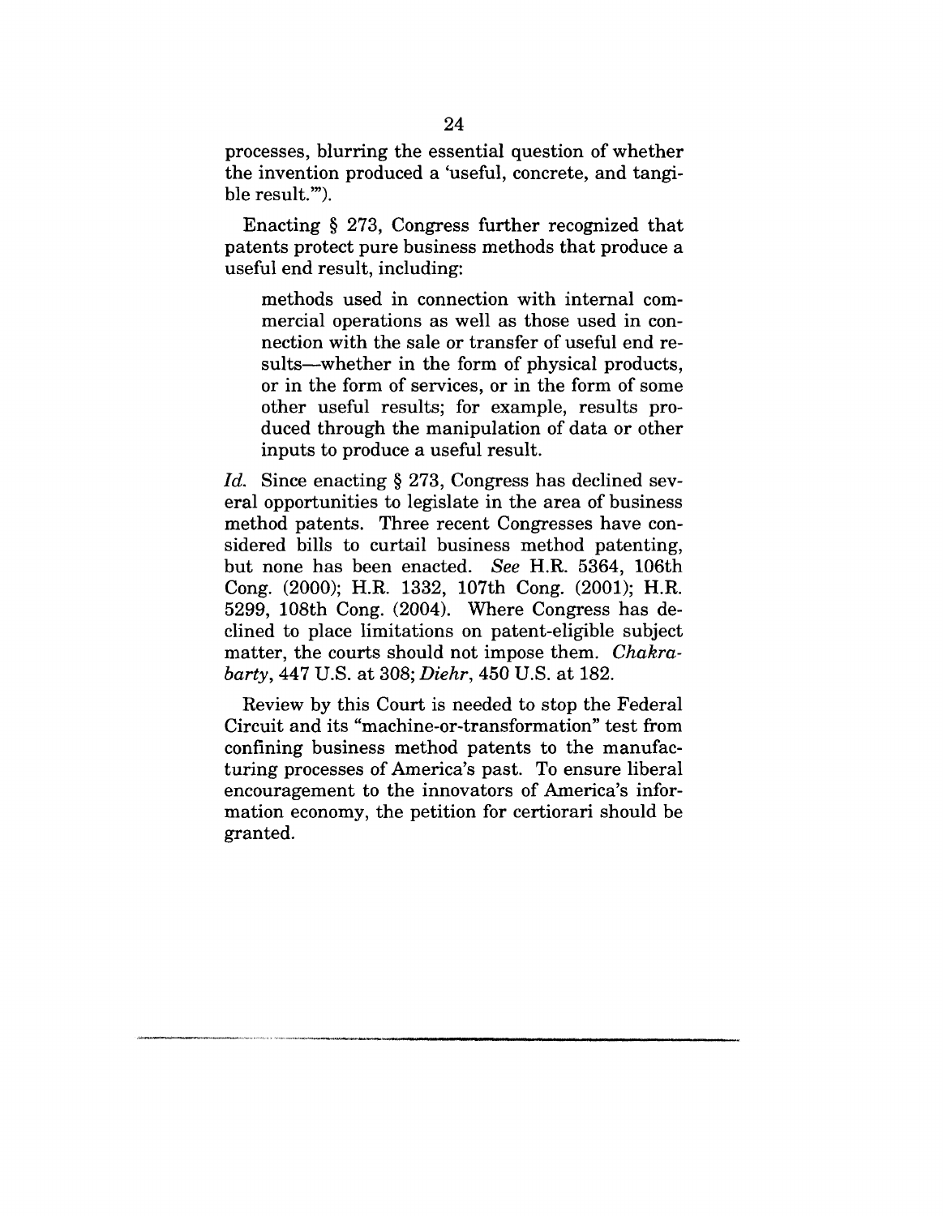processes, blurring the essential question of whether the invention produced a 'useful, concrete, and tangible result.'").

Enacting § 273, Congress further recognized that patents protect pure business methods that produce a useful end result, including:

> methods used in connection with internal commercial operations as well as those used in connection with the sale or transfer of useful end results—whether in the form of physical products, or in the form of services, or in the form of some other useful results; for example, results produced through the manipulation of data or other inputs to produce a useful result.

*Id.* Since enacting § 273, Congress has declined several opportunities to legislate in the area of business method patents. Three recent Congresses have considered bills to curtail business method patenting, but none has been enacted. *See* H.R. 5364, 106th Cong. (2000); H.R. 1332, 107th Cong. (2001); H.R. 5299, 108th Cong. (2004). Where Congress has declined to place limitations on patent-eligible subject matter, the courts should not impose them. *Chakrabarty*, 447 U.S. at 308; *Diehr*, 450 U.S. at 182.

Review by this Court is needed to stop the Federal Circuit and its "machine-or-transformation" test from confining business method patents to the manufacturing processes of America's past. To ensure liberal encouragement to the innovators of America's information economy, the petition for certiorari should be granted.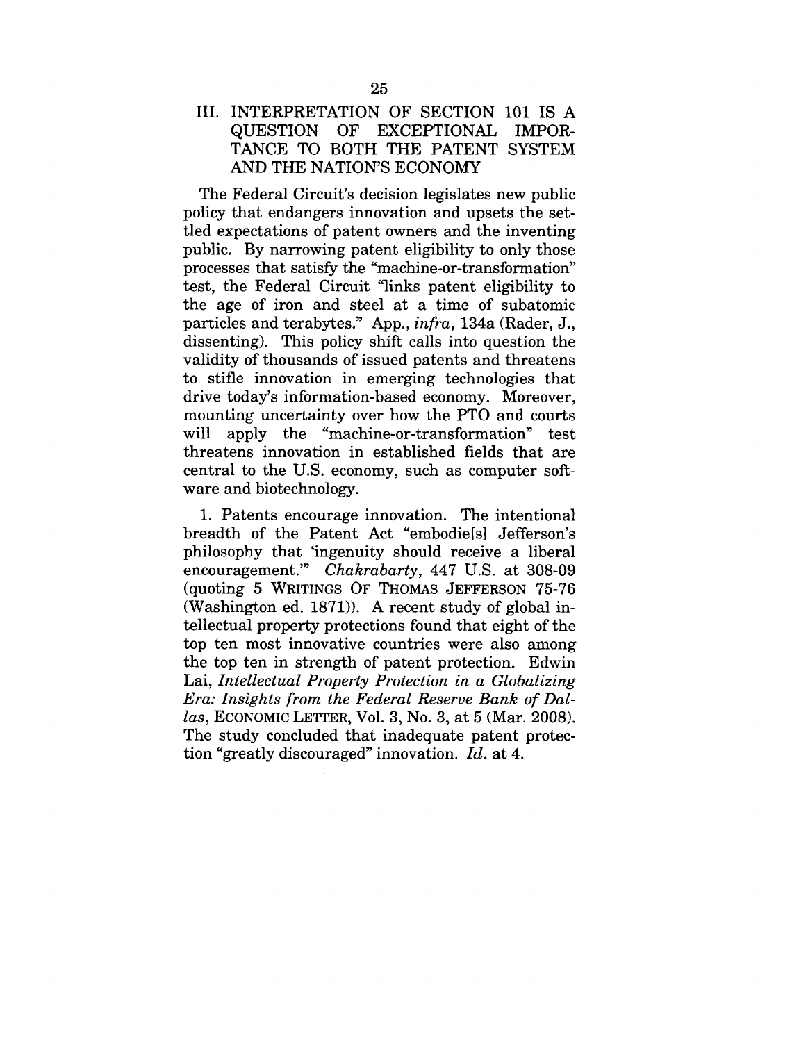## III. INTERPRETATION OF SECTION 101 IS A QUESTION OF EXCEPTIONAL IMPORTANCE TO BOTH THE PATENT SYSTEM AND THE NATION'S ECONOMY

The Federal Circuit's decision legislates new public policy that endangers innovation and upsets the settled expectations of patent owners and the inventing public. By narrowing patent eligibility to only those processes that satisfy the "machine-or-transformation" test, the Federal Circuit "links patent eligibility to the age of iron and steel at a time of subatomic particles and terabytes." App., *infra*, 134a (Rader, J., dissenting). This policy shift calls into question the validity of thousands of issued patents and threatens to stifle innovation in emerging technologies that drive today's information-based economy. Moreover, mounting uncertainty over how the PTO and courts will apply the "machine-or-transformation" test threatens innovation in established fields that are central to the U.S. economy, such as computer software and biotechnology.

1. Patents encourage innovation. The intentional breadth of the Patent Act "embodie[s] Jefferson's philosophy that 'ingenuity should receive a liberal encouragement.'" *Chakrabarty*, 447 U.S. at 308-09 (quoting 5 WRITINGS OF THOMAS JEFFERSON 75-76 (Washington ed. 1871)). A recent study of global intellectual property protections found that eight of the top ten most innovative countries were also among the top ten in strength of patent protection. Edwin Lai, *Intellectual Property Protection in a Globalizing Era: Insights from the Federal Reserve Bank of Dallas*, ECONOMIC LETTER, Vol. 3, No. 3, at 5 (Mar. 2008). The study concluded that inadequate patent protection "greatly discouraged" innovation. *Id.* at 4.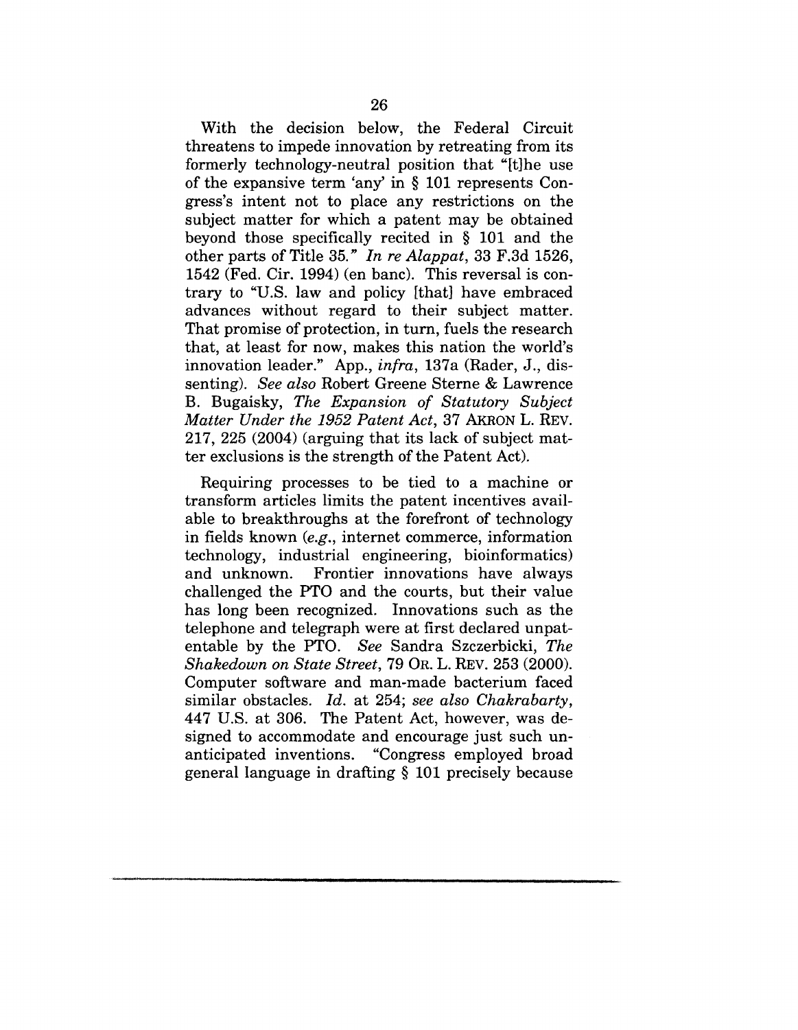With the decision below, the Federal Circuit threatens to impede innovation by retreating from its formerly technology-neutral position that "[t]he use of the expansive term 'any' in § 101 represents Congress's intent not to place any restrictions on the subject matter for which a patent may be obtained beyond those specifically recited in § 101 and the other parts of Title 35." *In re Alappat*, 33 F.3d 1526, 1542 (Fed. Cir. 1994) (en banc). This reversal is contrary to "U.S. law and policy [that] have embraced advances without regard to their subject matter. That promise of protection, in turn, fuels the research that, at least for now, makes this nation the world's innovation leader." App., *infra*, 137a (Rader, J., dissenting). *See also* Robert Greene Sterne & Lawrence B. Bugaisky, *The Expansion of Statutory Subject Matter Under the 1952 Patent Act*, 37 AKRON L. REV. 217, 225 (2004) (arguing that its lack of subject matter exclusions is the strength of the Patent Act).

Requiring processes to be tied to a machine or transform articles limits the patent incentives available to breakthroughs at the forefront of technology in fields known (*e.g.*, internet commerce, information technology, industrial engineering, bioinformatics) and unknown. Frontier innovations have always challenged the PTO and the courts, but their value has long been recognized. Innovations such as the telephone and telegraph were at first declared unpatentable by the PTO. *See* Sandra Szczerbicki, *The Shakedown on State Street*, 79 OR. L. REV. 253 (2000). Computer software and man-made bacterium faced similar obstacles. *Id.* at 254; *see also Chakrabarty*, 447 U.S. at 306. The Patent Act, however, was designed to accommodate and encourage just such unanticipated inventions. "Congress employed broad general language in drafting § 101 precisely because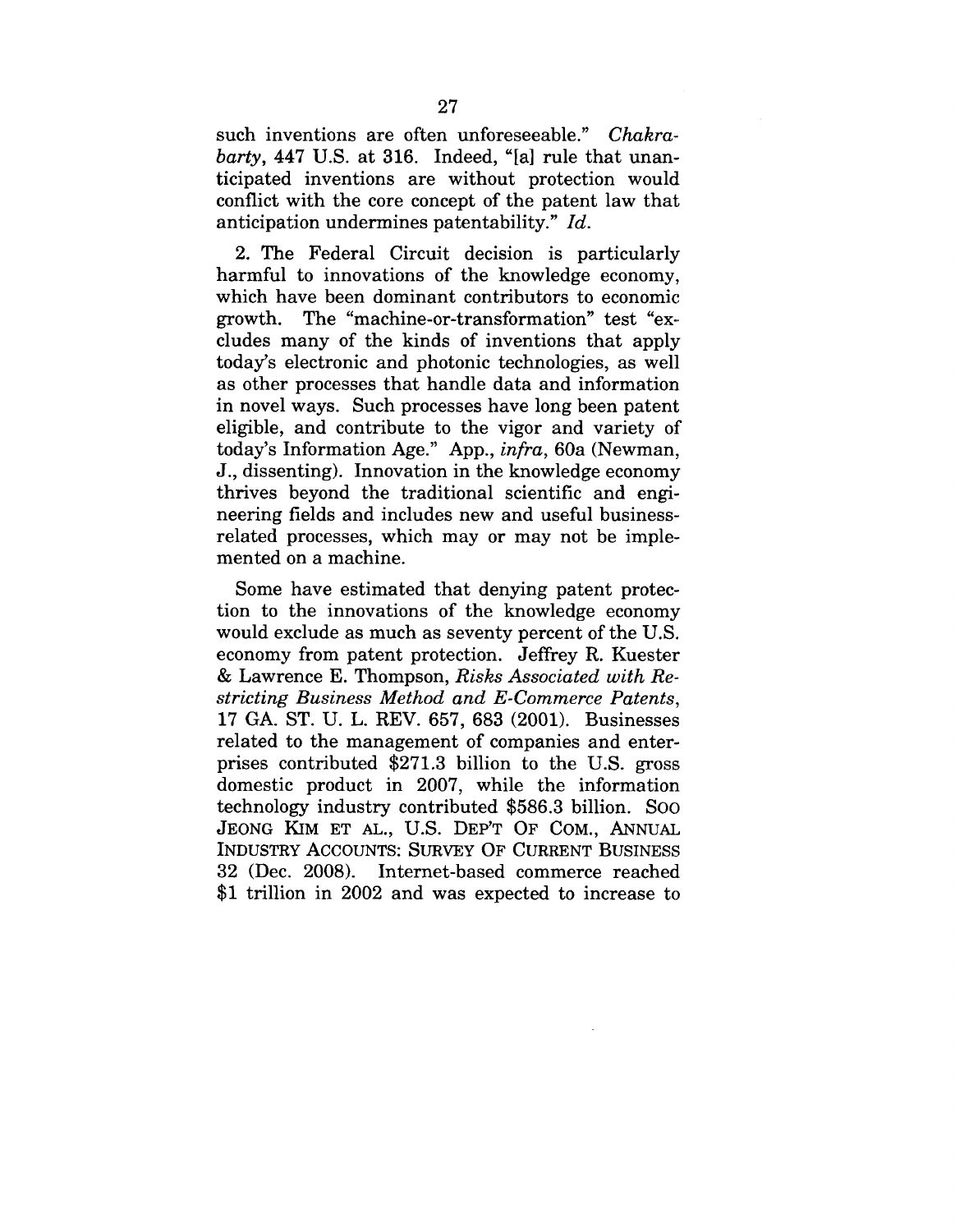such inventions are often unforeseeable." *Chakrabarty*, 447 U.S. at 316. Indeed, "[a] rule that unanticipated inventions are without protection would conflict with the core concept of the patent law that anticipation undermines patentability." *Id.*

2. The Federal Circuit decision is particularly harmful to innovations of the knowledge economy, which have been dominant contributors to economic growth. The "machine-or-transformation" test "excludes many of the kinds of inventions that apply today's electronic and photonic technologies, as well as other processes that handle data and information in novel ways. Such processes have long been patent eligible, and contribute to the vigor and variety of today's Information Age." App., *infra*, 60a (Newman, J., dissenting). Innovation in the knowledge economy thrives beyond the traditional scientific and engineering fields and includes new and useful business-related processes, which may or may not be implemented on a machine.

Some have estimated that denying patent protection to the innovations of the knowledge economy would exclude as much as seventy percent of the U.S. economy from patent protection. Jeffrey R. Kuester & Lawrence E. Thompson, *Risks Associated with Restricting Business Method and E-Commerce Patents*, 17 GA. ST. U. L. REV. 657, 683 (2001). Businesses related to the management of companies and enterprises contributed $271.3 billion to the U.S. gross domestic product in 2007, while the information technology industry contributed $586.3 billion. SOO JEONG KIM ET AL., U.S. DEP'T OF COM., ANNUAL INDUSTRY ACCOUNTS: SURVEY OF CURRENT BUSINESS 32 (Dec. 2008). Internet-based commerce reached $1 trillion in 2002 and was expected to increase to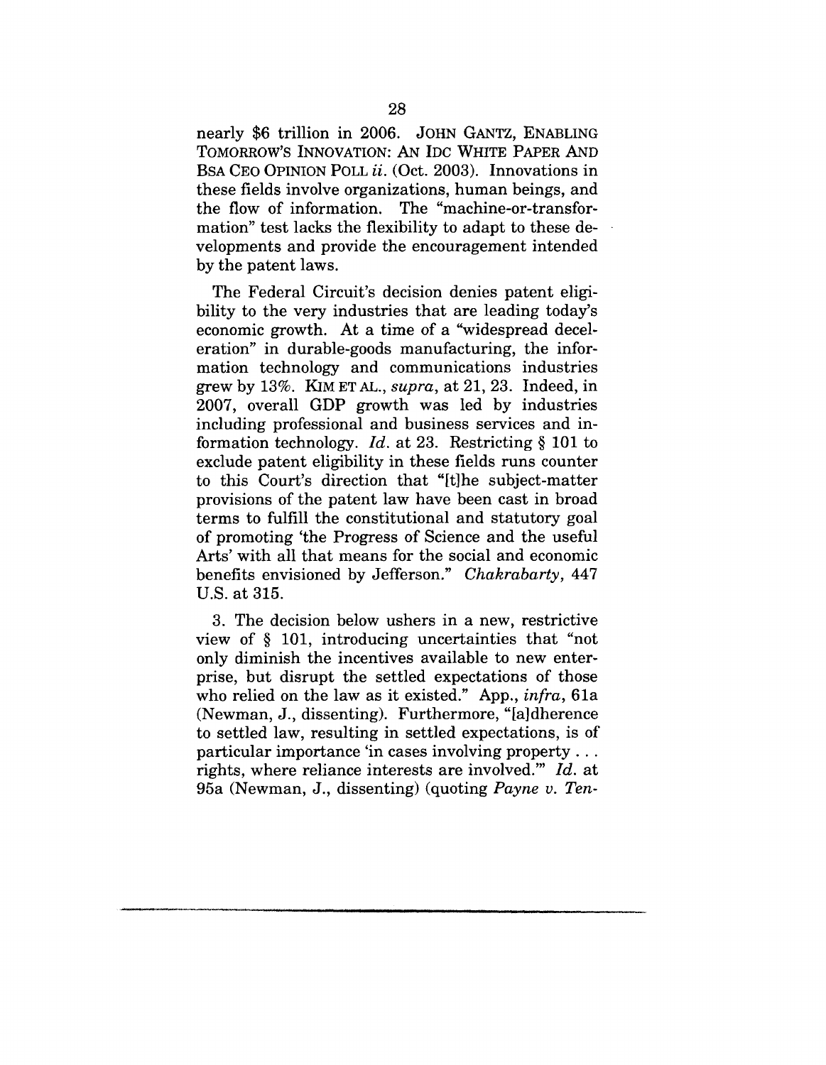nearly $6 trillion in 2006. JOHN GANTZ, ENABLING TOMORROW'S INNOVATION: AN IDC WHITE PAPER AND BSA CEO OPINION POLL *ii*. (Oct. 2003). Innovations in these fields involve organizations, human beings, and the flow of information. The "machine-or-transformation" test lacks the flexibility to adapt to these developments and provide the encouragement intended by the patent laws.

The Federal Circuit's decision denies patent eligibility to the very industries that are leading today's economic growth. At a time of a "widespread deceleration" in durable-goods manufacturing, the information technology and communications industries grew by 13%. KIM ET AL., *supra*, at 21, 23. Indeed, in 2007, overall GDP growth was led by industries including professional and business services and information technology. *Id.* at 23. Restricting § 101 to exclude patent eligibility in these fields runs counter to this Court's direction that "[t]he subject-matter provisions of the patent law have been cast in broad terms to fulfill the constitutional and statutory goal of promoting 'the Progress of Science and the useful Arts' with all that means for the social and economic benefits envisioned by Jefferson." *Chakrabarty*, 447 U.S. at 315.

3. The decision below ushers in a new, restrictive view of § 101, introducing uncertainties that "not only diminish the incentives available to new enterprise, but disrupt the settled expectations of those who relied on the law as it existed." App., *infra*, 61a (Newman, J., dissenting). Furthermore, "[a]dherence to settled law, resulting in settled expectations, is of particular importance 'in cases involving property . . . rights, where reliance interests are involved.'" *Id.* at 95a (Newman, J., dissenting) (quoting *Payne v. Ten-*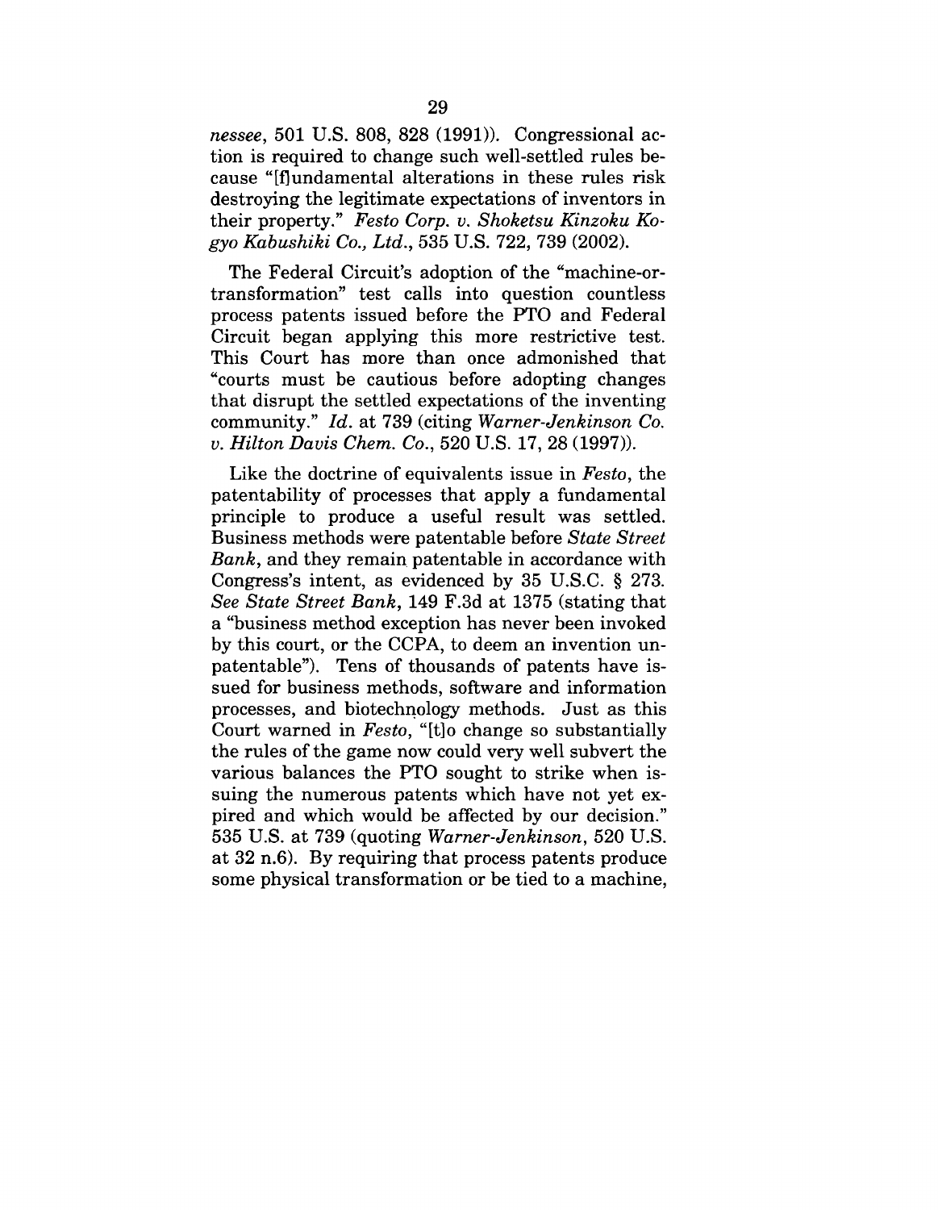*nessee*, 501 U.S. 808, 828 (1991)). Congressional action is required to change such well-settled rules because "[f]undamental alterations in these rules risk destroying the legitimate expectations of inventors in their property." *Festo Corp. v. Shoketsu Kinzoku Kogyo Kabushiki Co., Ltd.*, 535 U.S. 722, 739 (2002).

The Federal Circuit's adoption of the "machine-or-transformation" test calls into question countless process patents issued before the PTO and Federal Circuit began applying this more restrictive test. This Court has more than once admonished that "courts must be cautious before adopting changes that disrupt the settled expectations of the inventing community." *Id.* at 739 (citing *Warner-Jenkinson Co. v. Hilton Davis Chem. Co.*, 520 U.S. 17, 28 (1997)).

Like the doctrine of equivalents issue in *Festo*, the patentability of processes that apply a fundamental principle to produce a useful result was settled. Business methods were patentable before *State Street Bank*, and they remain patentable in accordance with Congress's intent, as evidenced by 35 U.S.C. § 273. *See State Street Bank*, 149 F.3d at 1375 (stating that a "business method exception has never been invoked by this court, or the CCPA, to deem an invention unpatentable"). Tens of thousands of patents have issued for business methods, software and information processes, and biotechnology methods. Just as this Court warned in *Festo*, "[t]o change so substantially the rules of the game now could very well subvert the various balances the PTO sought to strike when issuing the numerous patents which have not yet expired and which would be affected by our decision." 535 U.S. at 739 (quoting *Warner-Jenkinson*, 520 U.S. at 32 n.6). By requiring that process patents produce some physical transformation or be tied to a machine,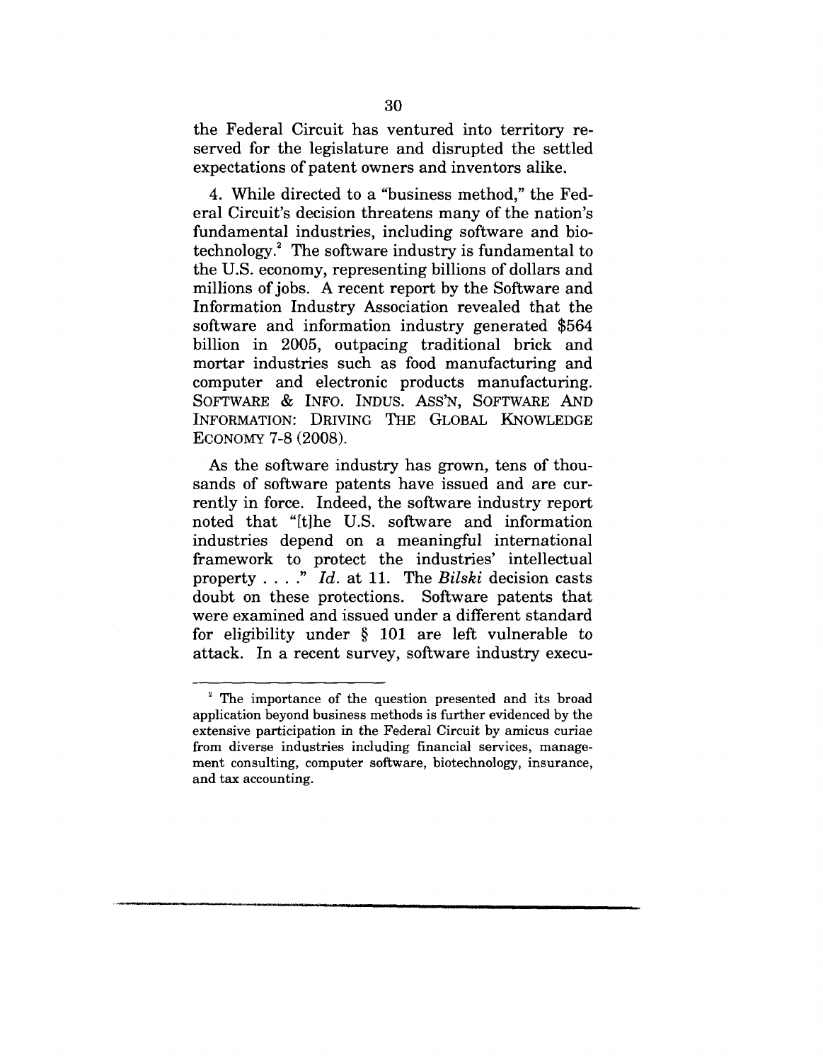the Federal Circuit has ventured into territory reserved for the legislature and disrupted the settled expectations of patent owners and inventors alike.

4. While directed to a "business method," the Federal Circuit's decision threatens many of the nation's fundamental industries, including software and biotechnology.[2] The software industry is fundamental to the U.S. economy, representing billions of dollars and millions of jobs. A recent report by the Software and Information Industry Association revealed that the software and information industry generated $564 billion in 2005, outpacing traditional brick and mortar industries such as food manufacturing and computer and electronic products manufacturing. SOFTWARE & INFO. INDUS. ASS'N, SOFTWARE AND INFORMATION: DRIVING THE GLOBAL KNOWLEDGE ECONOMY 7-8 (2008).

As the software industry has grown, tens of thousands of software patents have issued and are currently in force. Indeed, the software industry report noted that "[t]he U.S. software and information industries depend on a meaningful international framework to protect the industries' intellectual property . . . ." *Id.* at 11. The *Bilski* decision casts doubt on these protections. Software patents that were examined and issued under a different standard for eligibility under § 101 are left vulnerable to attack. In a recent survey, software industry execu-

[2] The importance of the question presented and its broad application beyond business methods is further evidenced by the extensive participation in the Federal Circuit by amicus curiae from diverse industries including financial services, management consulting, computer software, biotechnology, insurance, and tax accounting.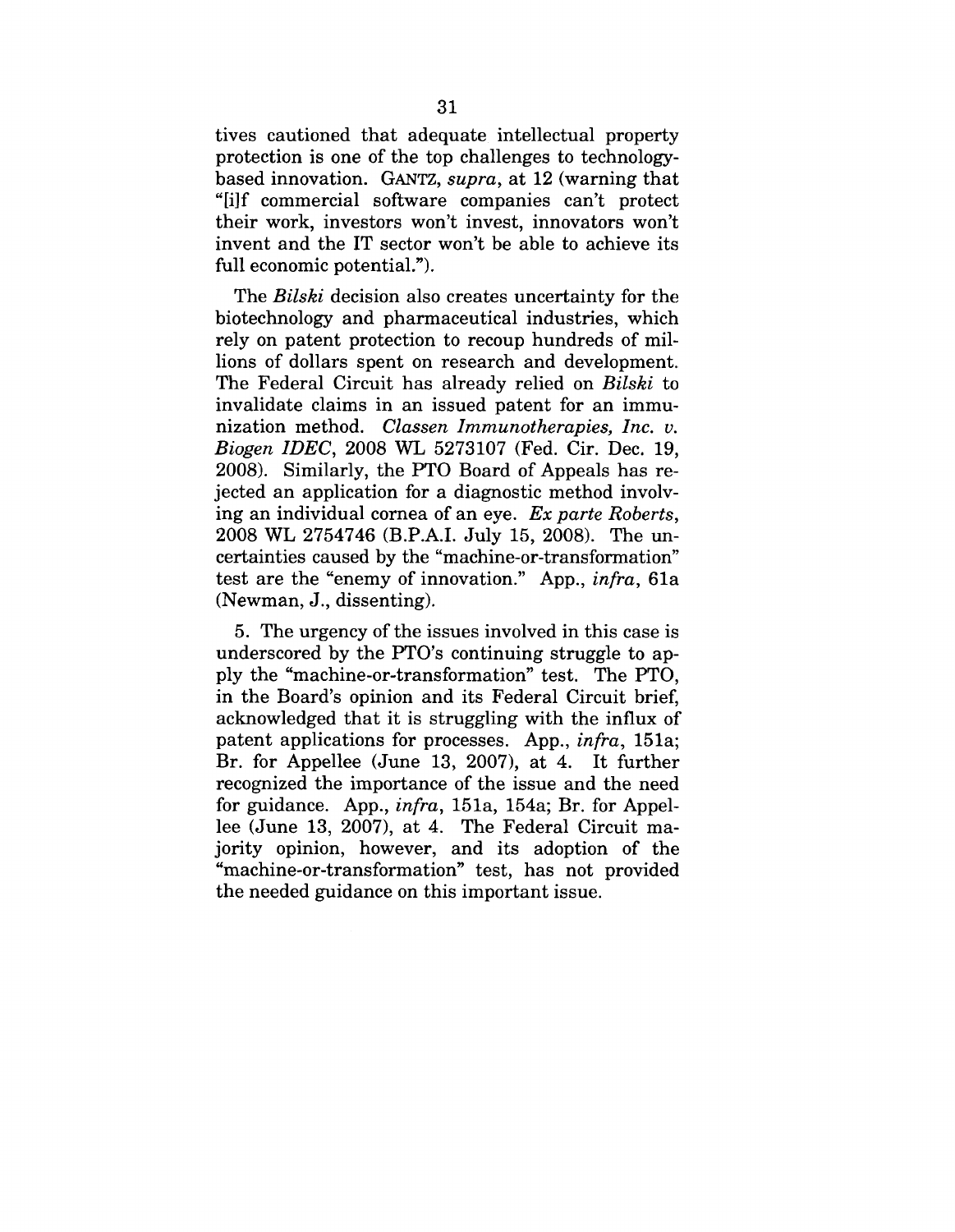tives cautioned that adequate intellectual property protection is one of the top challenges to technology-based innovation. GANTZ, *supra*, at 12 (warning that "[i]f commercial software companies can't protect their work, investors won't invest, innovators won't invent and the IT sector won't be able to achieve its full economic potential.").

The *Bilski* decision also creates uncertainty for the biotechnology and pharmaceutical industries, which rely on patent protection to recoup hundreds of millions of dollars spent on research and development. The Federal Circuit has already relied on *Bilski* to invalidate claims in an issued patent for an immunization method. *Classen Immunotherapies, Inc. v. Biogen IDEC*, 2008 WL 5273107 (Fed. Cir. Dec. 19, 2008). Similarly, the PTO Board of Appeals has rejected an application for a diagnostic method involving an individual cornea of an eye. *Ex parte Roberts*, 2008 WL 2754746 (B.P.A.I. July 15, 2008). The uncertainties caused by the "machine-or-transformation" test are the "enemy of innovation." App., *infra*, 61a (Newman, J., dissenting).

5. The urgency of the issues involved in this case is underscored by the PTO's continuing struggle to apply the "machine-or-transformation" test. The PTO, in the Board's opinion and its Federal Circuit brief, acknowledged that it is struggling with the influx of patent applications for processes. App., *infra*, 151a; Br. for Appellee (June 13, 2007), at 4. It further recognized the importance of the issue and the need for guidance. App., *infra*, 151a, 154a; Br. for Appellee (June 13, 2007), at 4. The Federal Circuit majority opinion, however, and its adoption of the "machine-or-transformation" test, has not provided the needed guidance on this important issue.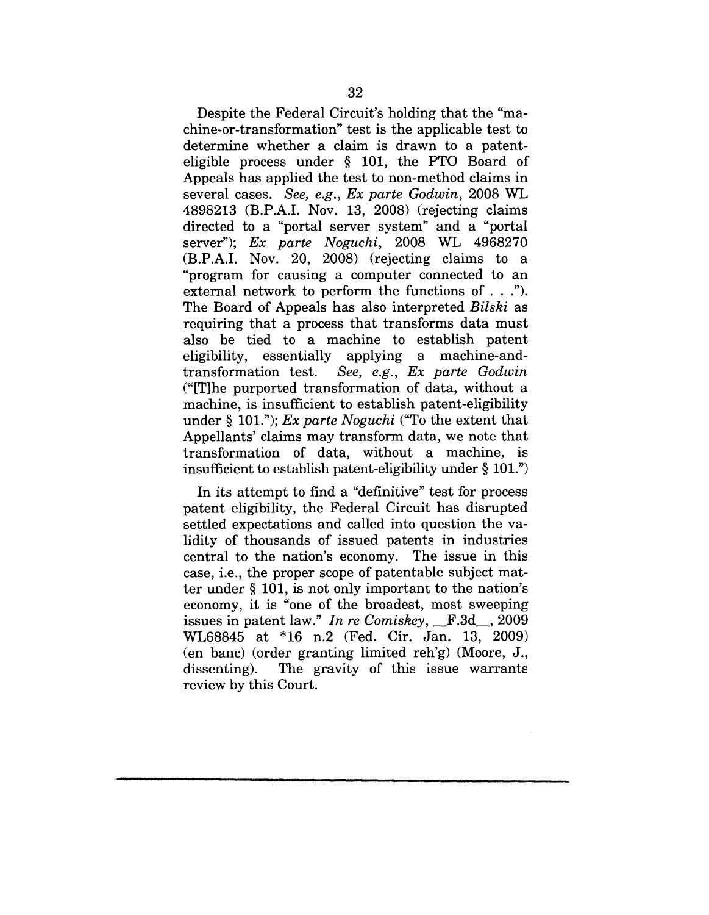Despite the Federal Circuit's holding that the "machine-or-transformation" test is the applicable test to determine whether a claim is drawn to a patent-eligible process under § 101, the PTO Board of Appeals has applied the test to non-method claims in several cases. *See, e.g., Ex parte Godwin*, 2008 WL 4898213 (B.P.A.I. Nov. 13, 2008) (rejecting claims directed to a "portal server system" and a "portal server"); *Ex parte Noguchi*, 2008 WL 4968270 (B.P.A.I. Nov. 20, 2008) (rejecting claims to a "program for causing a computer connected to an external network to perform the functions of . . ."). The Board of Appeals has also interpreted *Bilski* as requiring that a process that transforms data must also be tied to a machine to establish patent eligibility, essentially applying a machine-and-transformation test. *See, e.g., Ex parte Godwin* ("[T]he purported transformation of data, without a machine, is insufficient to establish patent-eligibility under § 101."); *Ex parte Noguchi* ("To the extent that Appellants' claims may transform data, we note that transformation of data, without a machine, is insufficient to establish patent-eligibility under § 101.")

In its attempt to find a "definitive" test for process patent eligibility, the Federal Circuit has disrupted settled expectations and called into question the validity of thousands of issued patents in industries central to the nation's economy. The issue in this case, i.e., the proper scope of patentable subject matter under § 101, is not only important to the nation's economy, it is "one of the broadest, most sweeping issues in patent law." *In re Comiskey*, __F.3d__, 2009 WL68845 at *16 n.2 (Fed. Cir. Jan. 13, 2009) (en banc) (order granting limited reh'g) (Moore, J., dissenting). The gravity of this issue warrants review by this Court.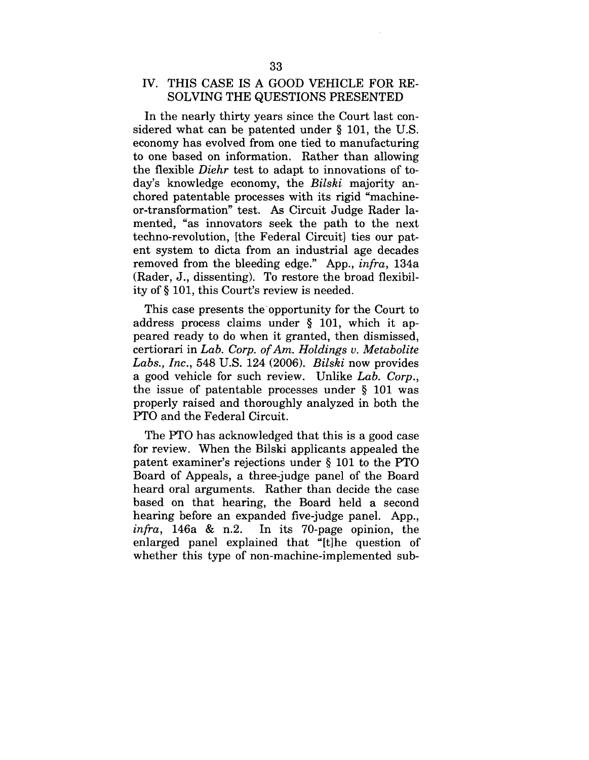## IV. THIS CASE IS A GOOD VEHICLE FOR RESOLVING THE QUESTIONS PRESENTED

In the nearly thirty years since the Court last considered what can be patented under § 101, the U.S. economy has evolved from one tied to manufacturing to one based on information. Rather than allowing the flexible *Diehr* test to adapt to innovations of today's knowledge economy, the *Bilski* majority anchored patentable processes with its rigid "machine-or-transformation" test. As Circuit Judge Rader lamented, "as innovators seek the path to the next techno-revolution, [the Federal Circuit] ties our patent system to dicta from an industrial age decades removed from the bleeding edge." App., *infra*, 134a (Rader, J., dissenting). To restore the broad flexibility of § 101, this Court's review is needed.

This case presents the opportunity for the Court to address process claims under § 101, which it appeared ready to do when it granted, then dismissed, certiorari in *Lab. Corp. of Am. Holdings v. Metabolite Labs., Inc.*, 548 U.S. 124 (2006). *Bilski* now provides a good vehicle for such review. Unlike *Lab. Corp.*, the issue of patentable processes under § 101 was properly raised and thoroughly analyzed in both the PTO and the Federal Circuit.

The PTO has acknowledged that this is a good case for review. When the Bilski applicants appealed the patent examiner's rejections under § 101 to the PTO Board of Appeals, a three-judge panel of the Board heard oral arguments. Rather than decide the case based on that hearing, the Board held a second hearing before an expanded five-judge panel. App., *infra*, 146a & n.2. In its 70-page opinion, the enlarged panel explained that "[t]he question of whether this type of non-machine-implemented sub-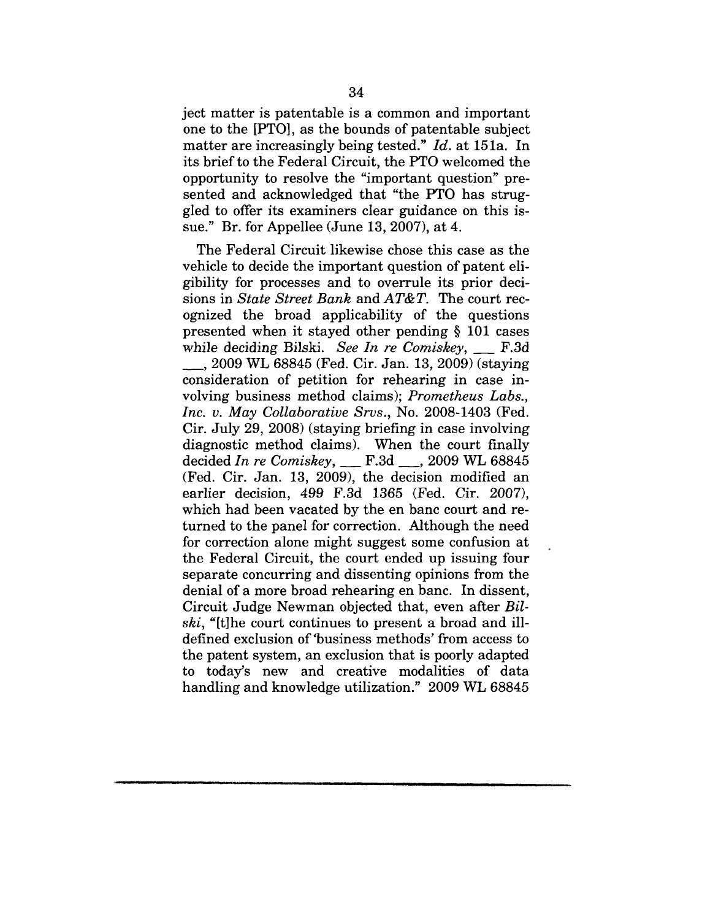ject matter is patentable is a common and important one to the [PTO], as the bounds of patentable subject matter are increasingly being tested." *Id.* at 151a. In its brief to the Federal Circuit, the PTO welcomed the opportunity to resolve the "important question" presented and acknowledged that "the PTO has struggled to offer its examiners clear guidance on this issue." Br. for Appellee (June 13, 2007), at 4.

The Federal Circuit likewise chose this case as the vehicle to decide the important question of patent eligibility for processes and to overrule its prior decisions in *State Street Bank* and *AT&T*. The court recognized the broad applicability of the questions presented when it stayed other pending § 101 cases while deciding Bilski. *See In re Comiskey*, ___ F.3d ___, 2009 WL 68845 (Fed. Cir. Jan. 13, 2009) (staying consideration of petition for rehearing in case involving business method claims); *Prometheus Labs., Inc. v. May Collaborative Srvs.*, No. 2008-1403 (Fed. Cir. July 29, 2008) (staying briefing in case involving diagnostic method claims). When the court finally decided *In re Comiskey*, ___ F.3d ___, 2009 WL 68845 (Fed. Cir. Jan. 13, 2009), the decision modified an earlier decision, 499 F.3d 1365 (Fed. Cir. 2007), which had been vacated by the en banc court and returned to the panel for correction. Although the need for correction alone might suggest some confusion at the Federal Circuit, the court ended up issuing four separate concurring and dissenting opinions from the denial of a more broad rehearing en banc. In dissent, Circuit Judge Newman objected that, even after *Bilski*, "[t]he court continues to present a broad and ill-defined exclusion of 'business methods' from access to the patent system, an exclusion that is poorly adapted to today's new and creative modalities of data handling and knowledge utilization." 2009 WL 68845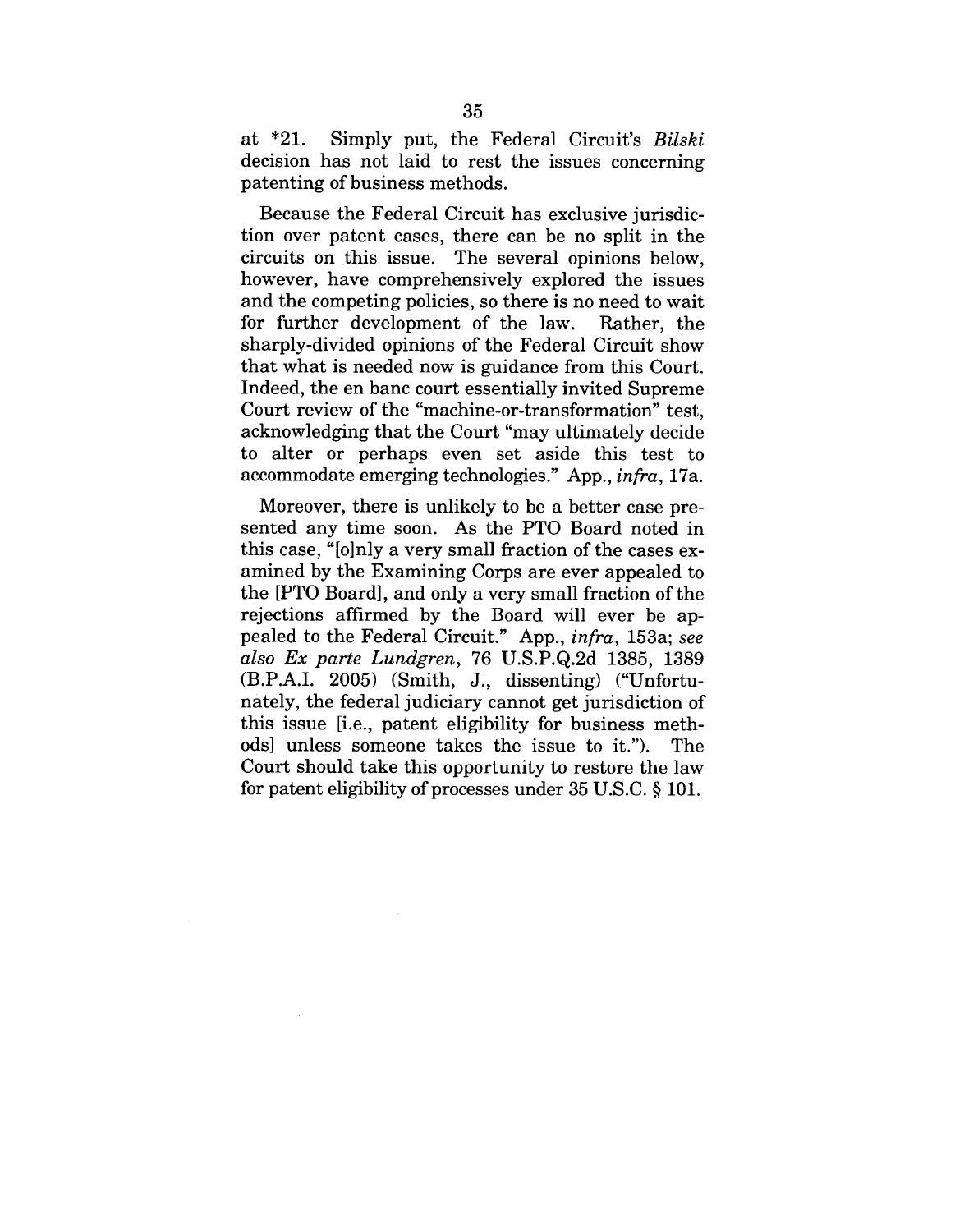at *21. Simply put, the Federal Circuit's *Bilski* decision has not laid to rest the issues concerning patenting of business methods.

Because the Federal Circuit has exclusive jurisdiction over patent cases, there can be no split in the circuits on this issue. The several opinions below, however, have comprehensively explored the issues and the competing policies, so there is no need to wait for further development of the law. Rather, the sharply-divided opinions of the Federal Circuit show that what is needed now is guidance from this Court. Indeed, the en banc court essentially invited Supreme Court review of the "machine-or-transformation" test, acknowledging that the Court "may ultimately decide to alter or perhaps even set aside this test to accommodate emerging technologies." App., *infra*, 17a.

Moreover, there is unlikely to be a better case presented any time soon. As the PTO Board noted in this case, "[o]nly a very small fraction of the cases examined by the Examining Corps are ever appealed to the [PTO Board], and only a very small fraction of the rejections affirmed by the Board will ever be appealed to the Federal Circuit." App., *infra*, 153a; *see also Ex parte Lundgren*, 76 U.S.P.Q.2d 1385, 1389 (B.P.A.I. 2005) (Smith, J., dissenting) ("Unfortunately, the federal judiciary cannot get jurisdiction of this issue [i.e., patent eligibility for business methods] unless someone takes the issue to it."). The Court should take this opportunity to restore the law for patent eligibility of processes under 35 U.S.C. § 101.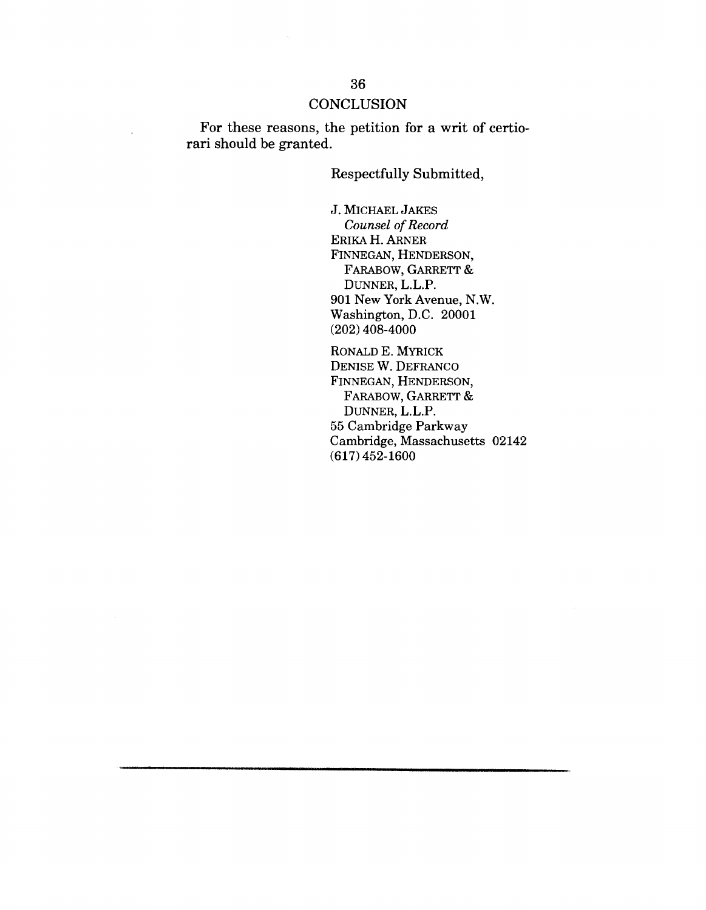## CONCLUSION

For these reasons, the petition for a writ of certiorari should be granted.

Respectfully Submitted,

J. MICHAEL JAKES
*Counsel of Record*
ERIKA H. ARNER
FINNEGAN, HENDERSON,
FARABOW, GARRETT &
DUNNER, L.L.P.
901 New York Avenue, N.W.
Washington, D.C. 20001
(202) 408-4000

RONALD E. MYRICK
DENISE W. DEFRANCO
FINNEGAN, HENDERSON,
FARABOW, GARRETT &
DUNNER, L.L.P.
55 Cambridge Parkway
Cambridge, Massachusetts 02142
(617) 452-1600